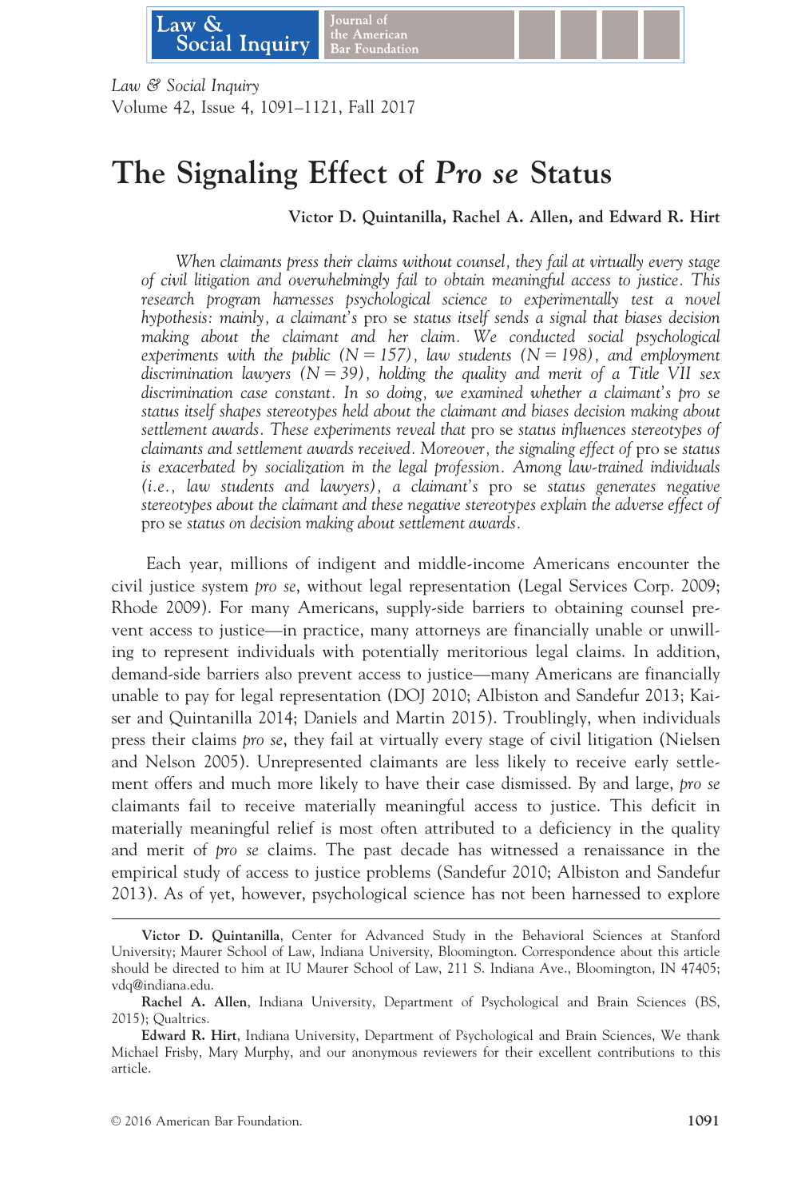# The Signaling Effect of *Pro se* Status

**Victor D. Quintanilla, Rachel A. Allen, and Edward R. Hirt**

*When claimants press their claims without counsel, they fail at virtually every stage of civil litigation and overwhelmingly fail to obtain meaningful access to justice. This research program harnesses psychological science to experimentally test a novel hypothesis: mainly, a claimant's* pro se *status itself sends a signal that biases decision making about the claimant and her claim. We conducted social psychological experiments with the public (N = 157), law students (N = 198), and employment discrimination lawyers (N = 39), holding the quality and merit of a Title VII sex discrimination case constant. In so doing, we examined whether a claimant's pro se status itself shapes stereotypes held about the claimant and biases decision making about settlement awards. These experiments reveal that* pro se *status influences stereotypes of claimants and settlement awards received. Moreover, the signaling effect of* pro se *status is exacerbated by socialization in the legal profession. Among law-trained individuals (i.e., law students and lawyers), a claimant's* pro se *status generates negative stereotypes about the claimant and these negative stereotypes explain the adverse effect of* pro se *status on decision making about settlement awards.*

Each year, millions of indigent and middle-income Americans encounter the civil justice system *pro se*, without legal representation (Legal Services Corp. 2009; Rhode 2009). For many Americans, supply-side barriers to obtaining counsel prevent access to justice—in practice, many attorneys are financially unable or unwilling to represent individuals with potentially meritorious legal claims. In addition, demand-side barriers also prevent access to justice—many Americans are financially unable to pay for legal representation (DOJ 2010; Albiston and Sandefur 2013; Kaiser and Quintanilla 2014; Daniels and Martin 2015). Troublingly, when individuals press their claims *pro se*, they fail at virtually every stage of civil litigation (Nielsen and Nelson 2005). Unrepresented claimants are less likely to receive early settlement offers and much more likely to have their case dismissed. By and large, *pro se* claimants fail to receive materially meaningful access to justice. This deficit in materially meaningful relief is most often attributed to a deficiency in the quality and merit of *pro se* claims. The past decade has witnessed a renaissance in the empirical study of access to justice problems (Sandefur 2010; Albiston and Sandefur 2013). As of yet, however, psychological science has not been harnessed to explore

---

**Victor D. Quintanilla**, Center for Advanced Study in the Behavioral Sciences at Stanford University; Maurer School of Law, Indiana University, Bloomington. Correspondence about this article should be directed to him at IU Maurer School of Law, 211 S. Indiana Ave., Bloomington, IN 47405; vdq@indiana.edu.

**Rachel A. Allen**, Indiana University, Department of Psychological and Brain Sciences (BS, 2015); Qualtrics.

**Edward R. Hirt**, Indiana University, Department of Psychological and Brain Sciences, We thank Michael Frisby, Mary Murphy, and our anonymous reviewers for their excellent contributions to this article.

© 2016 American Bar Foundation.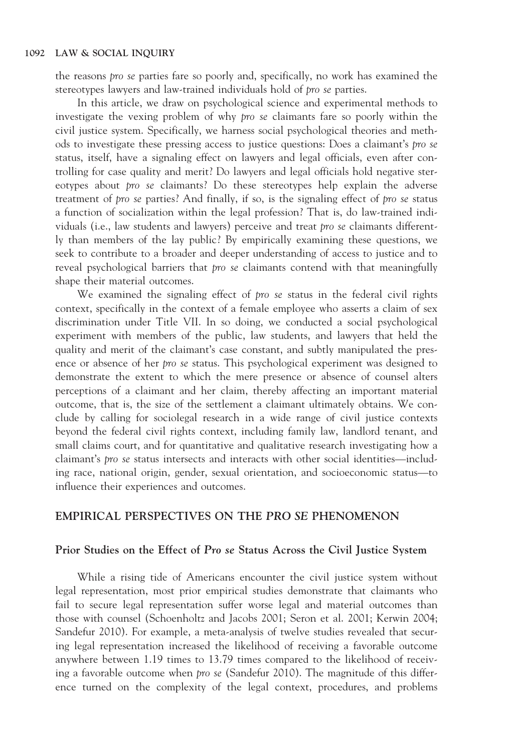the reasons *pro se* parties fare so poorly and, specifically, no work has examined the stereotypes lawyers and law-trained individuals hold of *pro se* parties.

In this article, we draw on psychological science and experimental methods to investigate the vexing problem of why *pro se* claimants fare so poorly within the civil justice system. Specifically, we harness social psychological theories and methods to investigate these pressing access to justice questions: Does a claimant's *pro se* status, itself, have a signaling effect on lawyers and legal officials, even after controlling for case quality and merit? Do lawyers and legal officials hold negative stereotypes about *pro se* claimants? Do these stereotypes help explain the adverse treatment of *pro se* parties? And finally, if so, is the signaling effect of *pro se* status a function of socialization within the legal profession? That is, do law-trained individuals (i.e., law students and lawyers) perceive and treat *pro se* claimants differently than members of the lay public? By empirically examining these questions, we seek to contribute to a broader and deeper understanding of access to justice and to reveal psychological barriers that *pro se* claimants contend with that meaningfully shape their material outcomes.

We examined the signaling effect of *pro se* status in the federal civil rights context, specifically in the context of a female employee who asserts a claim of sex discrimination under Title VII. In so doing, we conducted a social psychological experiment with members of the public, law students, and lawyers that held the quality and merit of the claimant's case constant, and subtly manipulated the presence or absence of her *pro se* status. This psychological experiment was designed to demonstrate the extent to which the mere presence or absence of counsel alters perceptions of a claimant and her claim, thereby affecting an important material outcome, that is, the size of the settlement a claimant ultimately obtains. We conclude by calling for sociolegal research in a wide range of civil justice contexts beyond the federal civil rights context, including family law, landlord tenant, and small claims court, and for quantitative and qualitative research investigating how a claimant's *pro se* status intersects and interacts with other social identities—including race, national origin, gender, sexual orientation, and socioeconomic status—to influence their experiences and outcomes.

## EMPIRICAL PERSPECTIVES ON THE *PRO SE* PHENOMENON

### Prior Studies on the Effect of *Pro se* Status Across the Civil Justice System

While a rising tide of Americans encounter the civil justice system without legal representation, most prior empirical studies demonstrate that claimants who fail to secure legal representation suffer worse legal and material outcomes than those with counsel (Schoenholtz and Jacobs 2001; Seron et al. 2001; Kerwin 2004; Sandefur 2010). For example, a meta-analysis of twelve studies revealed that securing legal representation increased the likelihood of receiving a favorable outcome anywhere between 1.19 times to 13.79 times compared to the likelihood of receiving a favorable outcome when *pro se* (Sandefur 2010). The magnitude of this difference turned on the complexity of the legal context, procedures, and problems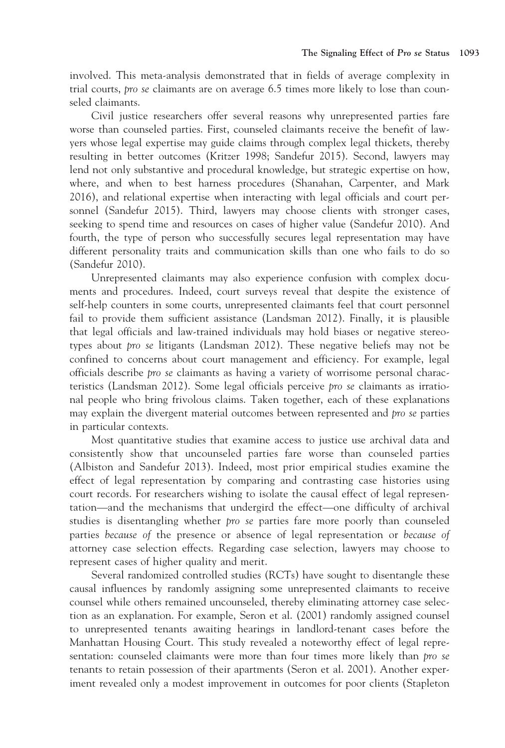involved. This meta-analysis demonstrated that in fields of average complexity in trial courts, *pro se* claimants are on average 6.5 times more likely to lose than counseled claimants.

Civil justice researchers offer several reasons why unrepresented parties fare worse than counseled parties. First, counseled claimants receive the benefit of lawyers whose legal expertise may guide claims through complex legal thickets, thereby resulting in better outcomes (Kritzer 1998; Sandefur 2015). Second, lawyers may lend not only substantive and procedural knowledge, but strategic expertise on how, where, and when to best harness procedures (Shanahan, Carpenter, and Mark 2016), and relational expertise when interacting with legal officials and court personnel (Sandefur 2015). Third, lawyers may choose clients with stronger cases, seeking to spend time and resources on cases of higher value (Sandefur 2010). And fourth, the type of person who successfully secures legal representation may have different personality traits and communication skills than one who fails to do so (Sandefur 2010).

Unrepresented claimants may also experience confusion with complex documents and procedures. Indeed, court surveys reveal that despite the existence of self-help counters in some courts, unrepresented claimants feel that court personnel fail to provide them sufficient assistance (Landsman 2012). Finally, it is plausible that legal officials and law-trained individuals may hold biases or negative stereotypes about *pro se* litigants (Landsman 2012). These negative beliefs may not be confined to concerns about court management and efficiency. For example, legal officials describe *pro se* claimants as having a variety of worrisome personal characteristics (Landsman 2012). Some legal officials perceive *pro se* claimants as irrational people who bring frivolous claims. Taken together, each of these explanations may explain the divergent material outcomes between represented and *pro se* parties in particular contexts.

Most quantitative studies that examine access to justice use archival data and consistently show that uncounseled parties fare worse than counseled parties (Albiston and Sandefur 2013). Indeed, most prior empirical studies examine the effect of legal representation by comparing and contrasting case histories using court records. For researchers wishing to isolate the causal effect of legal representation—and the mechanisms that undergird the effect—one difficulty of archival studies is disentangling whether *pro se* parties fare more poorly than counseled parties *because of* the presence or absence of legal representation or *because of* attorney case selection effects. Regarding case selection, lawyers may choose to represent cases of higher quality and merit.

Several randomized controlled studies (RCTs) have sought to disentangle these causal influences by randomly assigning some unrepresented claimants to receive counsel while others remained uncounseled, thereby eliminating attorney case selection as an explanation. For example, Seron et al. (2001) randomly assigned counsel to unrepresented tenants awaiting hearings in landlord-tenant cases before the Manhattan Housing Court. This study revealed a noteworthy effect of legal representation: counseled claimants were more than four times more likely than *pro se* tenants to retain possession of their apartments (Seron et al. 2001). Another experiment revealed only a modest improvement in outcomes for poor clients (Stapleton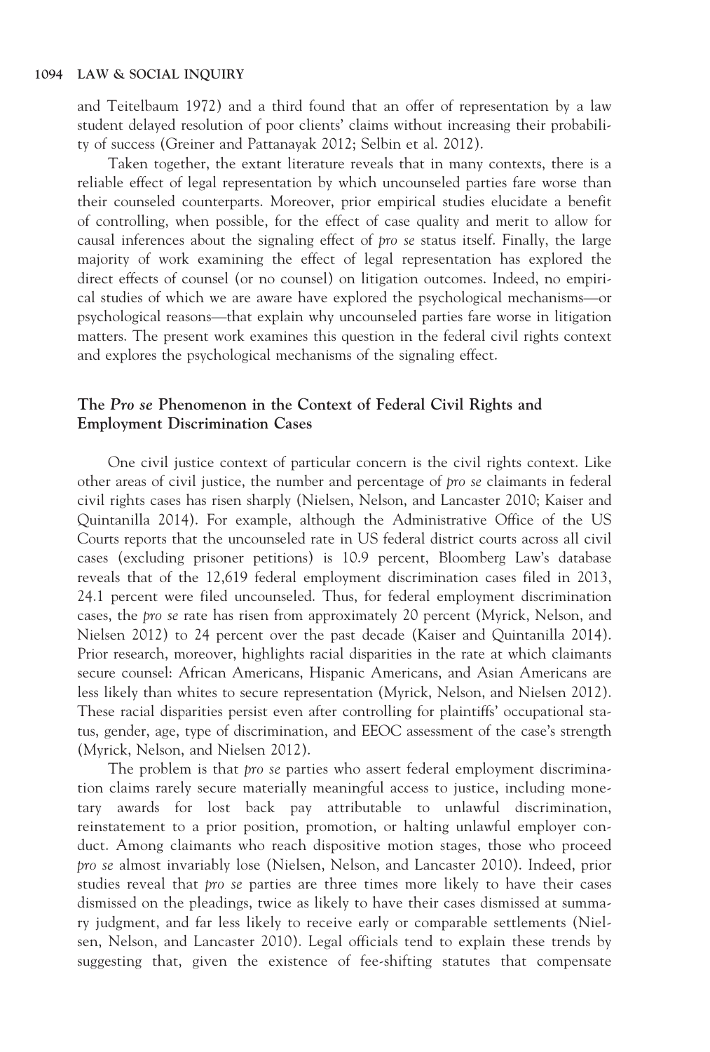and Teitelbaum 1972) and a third found that an offer of representation by a law student delayed resolution of poor clients' claims without increasing their probability of success (Greiner and Pattanayak 2012; Selbin et al. 2012).

Taken together, the extant literature reveals that in many contexts, there is a reliable effect of legal representation by which uncounseled parties fare worse than their counseled counterparts. Moreover, prior empirical studies elucidate a benefit of controlling, when possible, for the effect of case quality and merit to allow for causal inferences about the signaling effect of *pro se* status itself. Finally, the large majority of work examining the effect of legal representation has explored the direct effects of counsel (or no counsel) on litigation outcomes. Indeed, no empirical studies of which we are aware have explored the psychological mechanisms—or psychological reasons—that explain why uncounseled parties fare worse in litigation matters. The present work examines this question in the federal civil rights context and explores the psychological mechanisms of the signaling effect.

### The *Pro se* Phenomenon in the Context of Federal Civil Rights and Employment Discrimination Cases

One civil justice context of particular concern is the civil rights context. Like other areas of civil justice, the number and percentage of *pro se* claimants in federal civil rights cases has risen sharply (Nielsen, Nelson, and Lancaster 2010; Kaiser and Quintanilla 2014). For example, although the Administrative Office of the US Courts reports that the uncounseled rate in US federal district courts across all civil cases (excluding prisoner petitions) is 10.9 percent, Bloomberg Law's database reveals that of the 12,619 federal employment discrimination cases filed in 2013, 24.1 percent were filed uncounseled. Thus, for federal employment discrimination cases, the *pro se* rate has risen from approximately 20 percent (Myrick, Nelson, and Nielsen 2012) to 24 percent over the past decade (Kaiser and Quintanilla 2014). Prior research, moreover, highlights racial disparities in the rate at which claimants secure counsel: African Americans, Hispanic Americans, and Asian Americans are less likely than whites to secure representation (Myrick, Nelson, and Nielsen 2012). These racial disparities persist even after controlling for plaintiffs' occupational status, gender, age, type of discrimination, and EEOC assessment of the case's strength (Myrick, Nelson, and Nielsen 2012).

The problem is that *pro se* parties who assert federal employment discrimination claims rarely secure materially meaningful access to justice, including monetary awards for lost back pay attributable to unlawful discrimination, reinstatement to a prior position, promotion, or halting unlawful employer conduct. Among claimants who reach dispositive motion stages, those who proceed *pro se* almost invariably lose (Nielsen, Nelson, and Lancaster 2010). Indeed, prior studies reveal that *pro se* parties are three times more likely to have their cases dismissed on the pleadings, twice as likely to have their cases dismissed at summary judgment, and far less likely to receive early or comparable settlements (Nielsen, Nelson, and Lancaster 2010). Legal officials tend to explain these trends by suggesting that, given the existence of fee-shifting statutes that compensate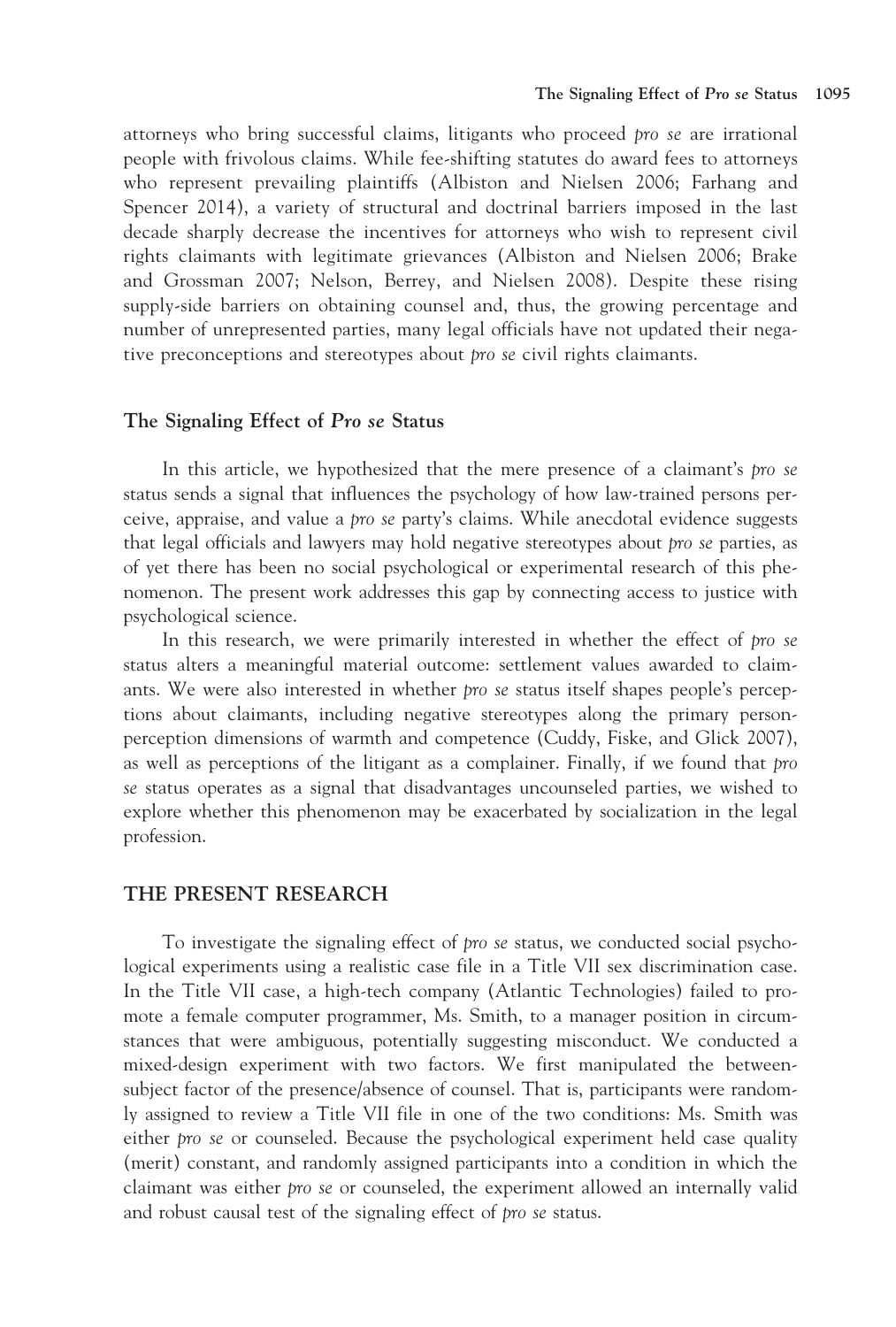attorneys who bring successful claims, litigants who proceed *pro se* are irrational people with frivolous claims. While fee-shifting statutes do award fees to attorneys who represent prevailing plaintiffs (Albiston and Nielsen 2006; Farhang and Spencer 2014), a variety of structural and doctrinal barriers imposed in the last decade sharply decrease the incentives for attorneys who wish to represent civil rights claimants with legitimate grievances (Albiston and Nielsen 2006; Brake and Grossman 2007; Nelson, Berrey, and Nielsen 2008). Despite these rising supply-side barriers on obtaining counsel and, thus, the growing percentage and number of unrepresented parties, many legal officials have not updated their negative preconceptions and stereotypes about *pro se* civil rights claimants.

### The Signaling Effect of *Pro se* Status

In this article, we hypothesized that the mere presence of a claimant's *pro se* status sends a signal that influences the psychology of how law-trained persons perceive, appraise, and value a *pro se* party's claims. While anecdotal evidence suggests that legal officials and lawyers may hold negative stereotypes about *pro se* parties, as of yet there has been no social psychological or experimental research of this phenomenon. The present work addresses this gap by connecting access to justice with psychological science.

In this research, we were primarily interested in whether the effect of *pro se* status alters a meaningful material outcome: settlement values awarded to claimants. We were also interested in whether *pro se* status itself shapes people's perceptions about claimants, including negative stereotypes along the primary person-perception dimensions of warmth and competence (Cuddy, Fiske, and Glick 2007), as well as perceptions of the litigant as a complainer. Finally, if we found that *pro se* status operates as a signal that disadvantages uncounseled parties, we wished to explore whether this phenomenon may be exacerbated by socialization in the legal profession.

## THE PRESENT RESEARCH

To investigate the signaling effect of *pro se* status, we conducted social psychological experiments using a realistic case file in a Title VII sex discrimination case. In the Title VII case, a high-tech company (Atlantic Technologies) failed to promote a female computer programmer, Ms. Smith, to a manager position in circumstances that were ambiguous, potentially suggesting misconduct. We conducted a mixed-design experiment with two factors. We first manipulated the between-subject factor of the presence/absence of counsel. That is, participants were randomly assigned to review a Title VII file in one of the two conditions: Ms. Smith was either *pro se* or counseled. Because the psychological experiment held case quality (merit) constant, and randomly assigned participants into a condition in which the claimant was either *pro se* or counseled, the experiment allowed an internally valid and robust causal test of the signaling effect of *pro se* status.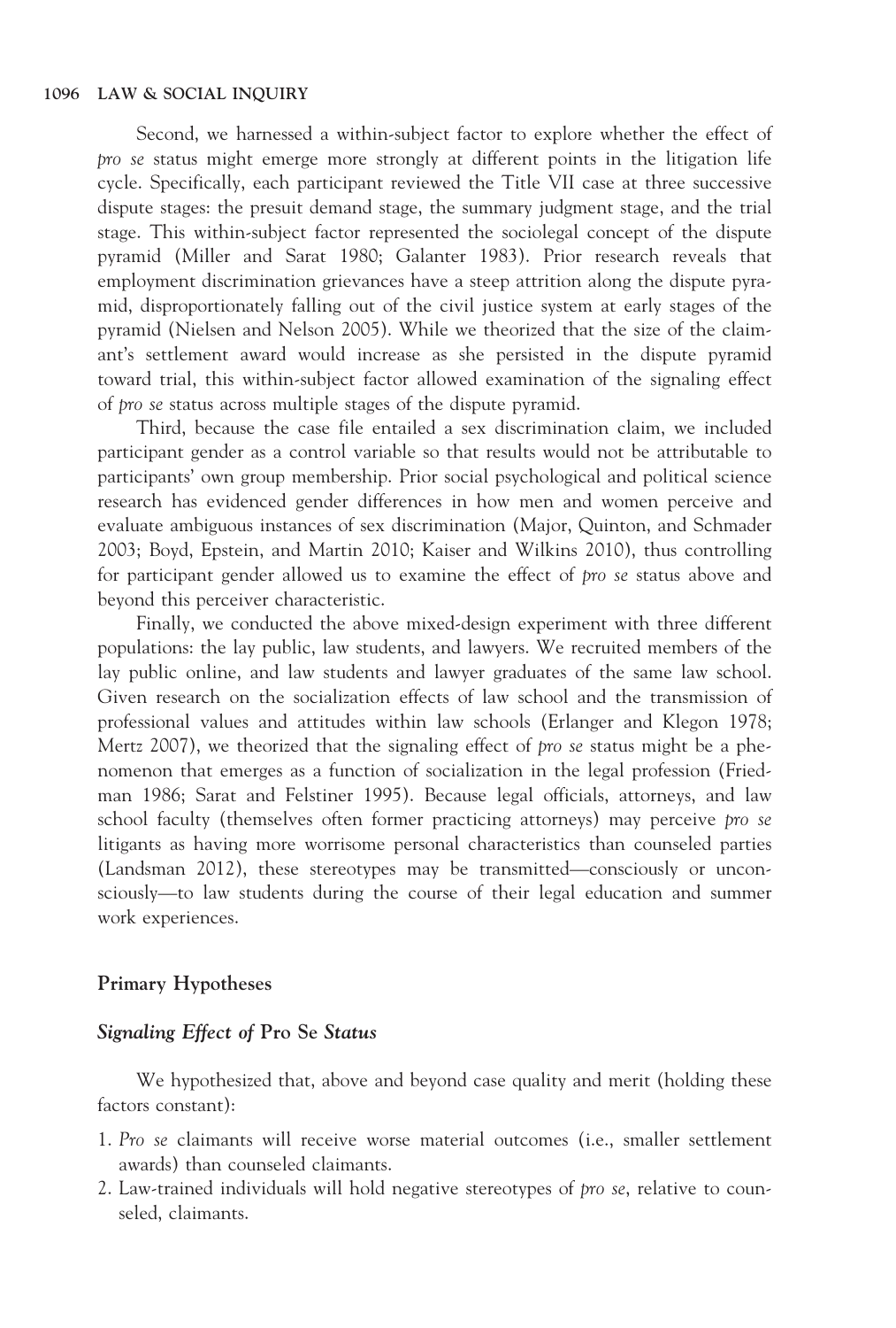Second, we harnessed a within-subject factor to explore whether the effect of *pro se* status might emerge more strongly at different points in the litigation life cycle. Specifically, each participant reviewed the Title VII case at three successive dispute stages: the presuit demand stage, the summary judgment stage, and the trial stage. This within-subject factor represented the sociolegal concept of the dispute pyramid (Miller and Sarat 1980; Galanter 1983). Prior research reveals that employment discrimination grievances have a steep attrition along the dispute pyramid, disproportionately falling out of the civil justice system at early stages of the pyramid (Nielsen and Nelson 2005). While we theorized that the size of the claimant's settlement award would increase as she persisted in the dispute pyramid toward trial, this within-subject factor allowed examination of the signaling effect of *pro se* status across multiple stages of the dispute pyramid.

Third, because the case file entailed a sex discrimination claim, we included participant gender as a control variable so that results would not be attributable to participants' own group membership. Prior social psychological and political science research has evidenced gender differences in how men and women perceive and evaluate ambiguous instances of sex discrimination (Major, Quinton, and Schmader 2003; Boyd, Epstein, and Martin 2010; Kaiser and Wilkins 2010), thus controlling for participant gender allowed us to examine the effect of *pro se* status above and beyond this perceiver characteristic.

Finally, we conducted the above mixed-design experiment with three different populations: the lay public, law students, and lawyers. We recruited members of the lay public online, and law students and lawyer graduates of the same law school. Given research on the socialization effects of law school and the transmission of professional values and attitudes within law schools (Erlanger and Klegon 1978; Mertz 2007), we theorized that the signaling effect of *pro se* status might be a phenomenon that emerges as a function of socialization in the legal profession (Friedman 1986; Sarat and Felstiner 1995). Because legal officials, attorneys, and law school faculty (themselves often former practicing attorneys) may perceive *pro se* litigants as having more worrisome personal characteristics than counseled parties (Landsman 2012), these stereotypes may be transmitted—consciously or unconsciously—to law students during the course of their legal education and summer work experiences.

## Primary Hypotheses

### *Signaling Effect of* Pro Se *Status*

We hypothesized that, above and beyond case quality and merit (holding these factors constant):

1. *Pro se* claimants will receive worse material outcomes (i.e., smaller settlement awards) than counseled claimants.
2. Law-trained individuals will hold negative stereotypes of *pro se*, relative to counseled, claimants.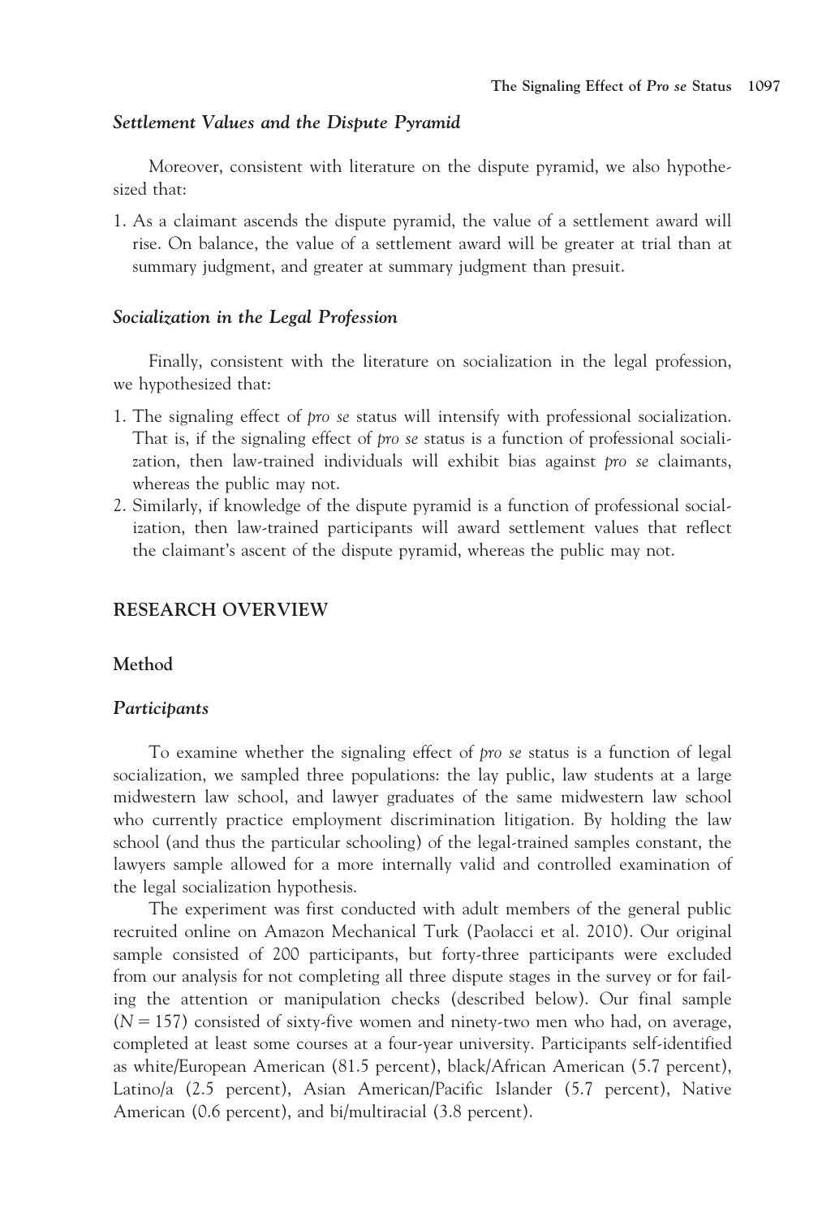### *Settlement Values and the Dispute Pyramid*

Moreover, consistent with literature on the dispute pyramid, we also hypothesized that:

1. As a claimant ascends the dispute pyramid, the value of a settlement award will rise. On balance, the value of a settlement award will be greater at trial than at summary judgment, and greater at summary judgment than presuit.

### *Socialization in the Legal Profession*

Finally, consistent with the literature on socialization in the legal profession, we hypothesized that:

1. The signaling effect of *pro se* status will intensify with professional socialization. That is, if the signaling effect of *pro se* status is a function of professional socialization, then law-trained individuals will exhibit bias against *pro se* claimants, whereas the public may not.
2. Similarly, if knowledge of the dispute pyramid is a function of professional socialization, then law-trained participants will award settlement values that reflect the claimant's ascent of the dispute pyramid, whereas the public may not.

## RESEARCH OVERVIEW

### Method

### *Participants*

To examine whether the signaling effect of *pro se* status is a function of legal socialization, we sampled three populations: the lay public, law students at a large midwestern law school, and lawyer graduates of the same midwestern law school who currently practice employment discrimination litigation. By holding the law school (and thus the particular schooling) of the legal-trained samples constant, the lawyers sample allowed for a more internally valid and controlled examination of the legal socialization hypothesis.

The experiment was first conducted with adult members of the general public recruited online on Amazon Mechanical Turk (Paolacci et al. 2010). Our original sample consisted of 200 participants, but forty-three participants were excluded from our analysis for not completing all three dispute stages in the survey or for failing the attention or manipulation checks (described below). Our final sample ($N = 157$) consisted of sixty-five women and ninety-two men who had, on average, completed at least some courses at a four-year university. Participants self-identified as white/European American (81.5 percent), black/African American (5.7 percent), Latino/a (2.5 percent), Asian American/Pacific Islander (5.7 percent), Native American (0.6 percent), and bi/multiracial (3.8 percent).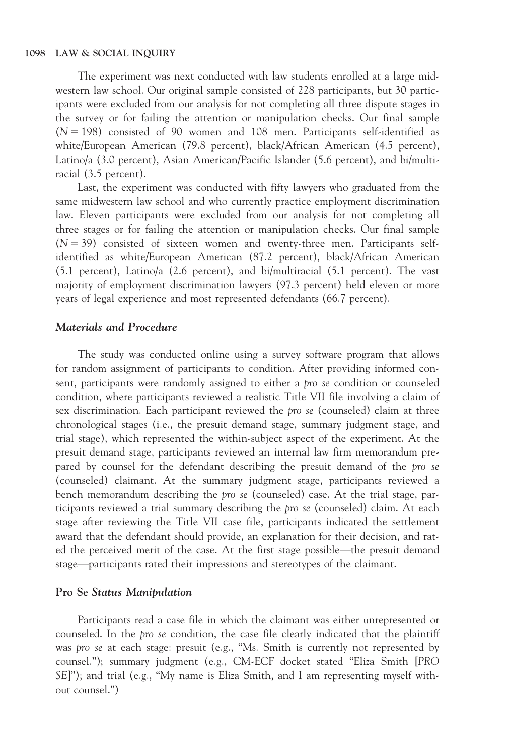The experiment was next conducted with law students enrolled at a large midwestern law school. Our original sample consisted of 228 participants, but 30 participants were excluded from our analysis for not completing all three dispute stages in the survey or for failing the attention or manipulation checks. Our final sample ($N = 198$) consisted of 90 women and 108 men. Participants self-identified as white/European American (79.8 percent), black/African American (4.5 percent), Latino/a (3.0 percent), Asian American/Pacific Islander (5.6 percent), and bi/multiracial (3.5 percent).

Last, the experiment was conducted with fifty lawyers who graduated from the same midwestern law school and who currently practice employment discrimination law. Eleven participants were excluded from our analysis for not completing all three stages or for failing the attention or manipulation checks. Our final sample ($N = 39$) consisted of sixteen women and twenty-three men. Participants self-identified as white/European American (87.2 percent), black/African American (5.1 percent), Latino/a (2.6 percent), and bi/multiracial (5.1 percent). The vast majority of employment discrimination lawyers (97.3 percent) held eleven or more years of legal experience and most represented defendants (66.7 percent).

### *Materials and Procedure*

The study was conducted online using a survey software program that allows for random assignment of participants to condition. After providing informed consent, participants were randomly assigned to either a *pro se* condition or counseled condition, where participants reviewed a realistic Title VII file involving a claim of sex discrimination. Each participant reviewed the *pro se* (counseled) claim at three chronological stages (i.e., the presuit demand stage, summary judgment stage, and trial stage), which represented the within-subject aspect of the experiment. At the presuit demand stage, participants reviewed an internal law firm memorandum prepared by counsel for the defendant describing the presuit demand of the *pro se* (counseled) claimant. At the summary judgment stage, participants reviewed a bench memorandum describing the *pro se* (counseled) case. At the trial stage, participants reviewed a trial summary describing the *pro se* (counseled) claim. At each stage after reviewing the Title VII case file, participants indicated the settlement award that the defendant should provide, an explanation for their decision, and rated the perceived merit of the case. At the first stage possible—the presuit demand stage—participants rated their impressions and stereotypes of the claimant.

### **Pro Se** *Status Manipulation*

Participants read a case file in which the claimant was either unrepresented or counseled. In the *pro se* condition, the case file clearly indicated that the plaintiff was *pro se* at each stage: presuit (e.g., "Ms. Smith is currently not represented by counsel."); summary judgment (e.g., CM-ECF docket stated "Eliza Smith [*PRO SE*]"); and trial (e.g., "My name is Eliza Smith, and I am representing myself without counsel.")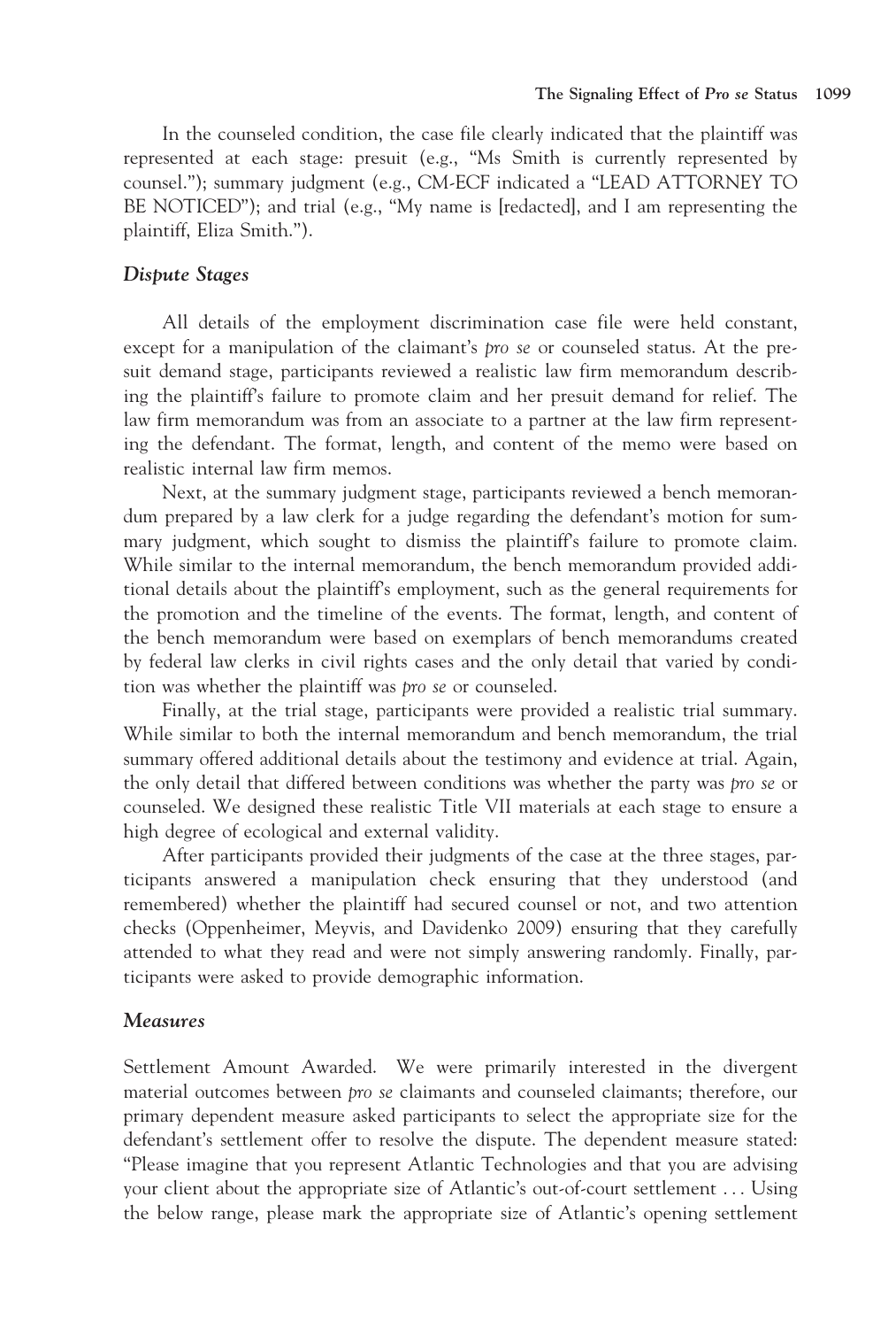In the counseled condition, the case file clearly indicated that the plaintiff was represented at each stage: presuit (e.g., "Ms Smith is currently represented by counsel."); summary judgment (e.g., CM-ECF indicated a "LEAD ATTORNEY TO BE NOTICED"); and trial (e.g., "My name is [redacted], and I am representing the plaintiff, Eliza Smith.").

### *Dispute Stages*

All details of the employment discrimination case file were held constant, except for a manipulation of the claimant's *pro se* or counseled status. At the presuit demand stage, participants reviewed a realistic law firm memorandum describing the plaintiff's failure to promote claim and her presuit demand for relief. The law firm memorandum was from an associate to a partner at the law firm representing the defendant. The format, length, and content of the memo were based on realistic internal law firm memos.

Next, at the summary judgment stage, participants reviewed a bench memorandum prepared by a law clerk for a judge regarding the defendant's motion for summary judgment, which sought to dismiss the plaintiff's failure to promote claim. While similar to the internal memorandum, the bench memorandum provided additional details about the plaintiff's employment, such as the general requirements for the promotion and the timeline of the events. The format, length, and content of the bench memorandum were based on exemplars of bench memorandums created by federal law clerks in civil rights cases and the only detail that varied by condition was whether the plaintiff was *pro se* or counseled.

Finally, at the trial stage, participants were provided a realistic trial summary. While similar to both the internal memorandum and bench memorandum, the trial summary offered additional details about the testimony and evidence at trial. Again, the only detail that differed between conditions was whether the party was *pro se* or counseled. We designed these realistic Title VII materials at each stage to ensure a high degree of ecological and external validity.

After participants provided their judgments of the case at the three stages, participants answered a manipulation check ensuring that they understood (and remembered) whether the plaintiff had secured counsel or not, and two attention checks (Oppenheimer, Meyvis, and Davidenko 2009) ensuring that they carefully attended to what they read and were not simply answering randomly. Finally, participants were asked to provide demographic information.

### *Measures*

Settlement Amount Awarded. We were primarily interested in the divergent material outcomes between *pro se* claimants and counseled claimants; therefore, our primary dependent measure asked participants to select the appropriate size for the defendant's settlement offer to resolve the dispute. The dependent measure stated: "Please imagine that you represent Atlantic Technologies and that you are advising your client about the appropriate size of Atlantic's out-of-court settlement . . . Using the below range, please mark the appropriate size of Atlantic's opening settlement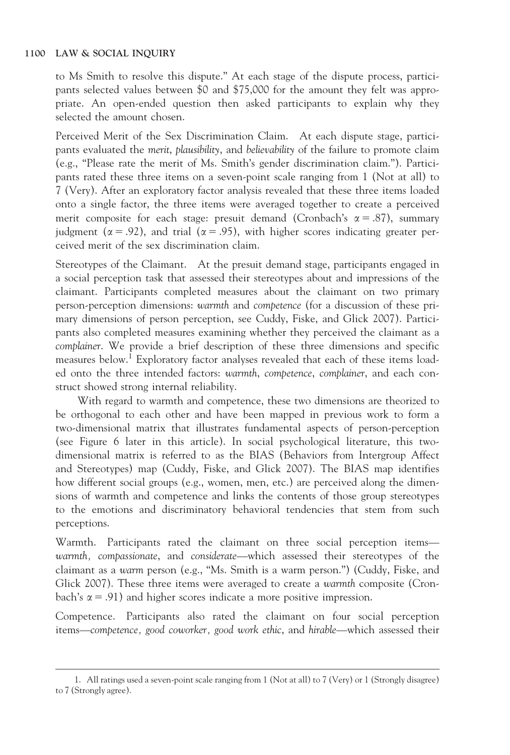to Ms Smith to resolve this dispute." At each stage of the dispute process, participants selected values between $0 and $75,000 for the amount they felt was appropriate. An open-ended question then asked participants to explain why they selected the amount chosen.

Perceived Merit of the Sex Discrimination Claim. At each dispute stage, participants evaluated the *merit*, *plausibility*, and *believability* of the failure to promote claim (e.g., "Please rate the merit of Ms. Smith's gender discrimination claim."). Participants rated these three items on a seven-point scale ranging from 1 (Not at all) to 7 (Very). After an exploratory factor analysis revealed that these three items loaded onto a single factor, the three items were averaged together to create a perceived merit composite for each stage: presuit demand (Cronbach's $\alpha = .87$), summary judgment ($\alpha = .92$), and trial ($\alpha = .95$), with higher scores indicating greater perceived merit of the sex discrimination claim.

Stereotypes of the Claimant. At the presuit demand stage, participants engaged in a social perception task that assessed their stereotypes about and impressions of the claimant. Participants completed measures about the claimant on two primary person-perception dimensions: *warmth* and *competence* (for a discussion of these primary dimensions of person perception, see Cuddy, Fiske, and Glick 2007). Participants also completed measures examining whether they perceived the claimant as a *complainer*. We provide a brief description of these three dimensions and specific measures below.[1] Exploratory factor analyses revealed that each of these items loaded onto the three intended factors: *warmth*, *competence*, *complainer*, and each construct showed strong internal reliability.

With regard to warmth and competence, these two dimensions are theorized to be orthogonal to each other and have been mapped in previous work to form a two-dimensional matrix that illustrates fundamental aspects of person-perception (see Figure 6 later in this article). In social psychological literature, this two-dimensional matrix is referred to as the BIAS (Behaviors from Intergroup Affect and Stereotypes) map (Cuddy, Fiske, and Glick 2007). The BIAS map identifies how different social groups (e.g., women, men, etc.) are perceived along the dimensions of warmth and competence and links the contents of those group stereotypes to the emotions and discriminatory behavioral tendencies that stem from such perceptions.

Warmth. Participants rated the claimant on three social perception items—*warmth, compassionate*, and *considerate*—which assessed their stereotypes of the claimant as a *warm* person (e.g., "Ms. Smith is a warm person.") (Cuddy, Fiske, and Glick 2007). These three items were averaged to create a *warmth* composite (Cronbach's $\alpha = .91$) and higher scores indicate a more positive impression.

Competence. Participants also rated the claimant on four social perception items—*competence, good coworker, good work ethic*, and *hirable*—which assessed their

---

1. All ratings used a seven-point scale ranging from 1 (Not at all) to 7 (Very) or 1 (Strongly disagree) to 7 (Strongly agree).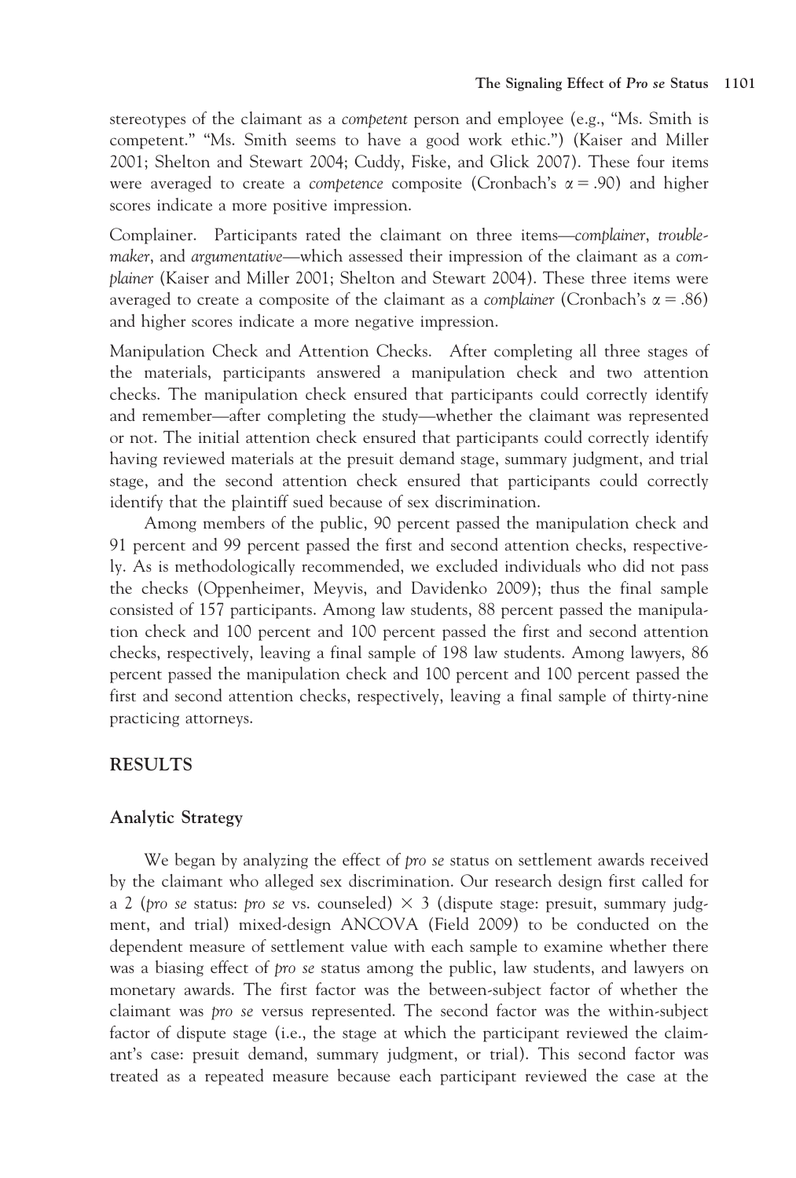stereotypes of the claimant as a *competent* person and employee (e.g., "Ms. Smith is competent." "Ms. Smith seems to have a good work ethic.") (Kaiser and Miller 2001; Shelton and Stewart 2004; Cuddy, Fiske, and Glick 2007). These four items were averaged to create a *competence* composite (Cronbach's $\alpha = .90$) and higher scores indicate a more positive impression.

Complainer. Participants rated the claimant on three items—*complainer*, *troublemaker*, and *argumentative*—which assessed their impression of the claimant as a *complainer* (Kaiser and Miller 2001; Shelton and Stewart 2004). These three items were averaged to create a composite of the claimant as a *complainer* (Cronbach's $\alpha = .86$) and higher scores indicate a more negative impression.

Manipulation Check and Attention Checks. After completing all three stages of the materials, participants answered a manipulation check and two attention checks. The manipulation check ensured that participants could correctly identify and remember—after completing the study—whether the claimant was represented or not. The initial attention check ensured that participants could correctly identify having reviewed materials at the presuit demand stage, summary judgment, and trial stage, and the second attention check ensured that participants could correctly identify that the plaintiff sued because of sex discrimination.

Among members of the public, 90 percent passed the manipulation check and 91 percent and 99 percent passed the first and second attention checks, respectively. As is methodologically recommended, we excluded individuals who did not pass the checks (Oppenheimer, Meyvis, and Davidenko 2009); thus the final sample consisted of 157 participants. Among law students, 88 percent passed the manipulation check and 100 percent and 100 percent passed the first and second attention checks, respectively, leaving a final sample of 198 law students. Among lawyers, 86 percent passed the manipulation check and 100 percent and 100 percent passed the first and second attention checks, respectively, leaving a final sample of thirty-nine practicing attorneys.

## RESULTS

### Analytic Strategy

We began by analyzing the effect of *pro se* status on settlement awards received by the claimant who alleged sex discrimination. Our research design first called for a 2 (*pro se* status: *pro se* vs. counseled) $\times$ 3 (dispute stage: presuit, summary judgment, and trial) mixed-design ANCOVA (Field 2009) to be conducted on the dependent measure of settlement value with each sample to examine whether there was a biasing effect of *pro se* status among the public, law students, and lawyers on monetary awards. The first factor was the between-subject factor of whether the claimant was *pro se* versus represented. The second factor was the within-subject factor of dispute stage (i.e., the stage at which the participant reviewed the claimant's case: presuit demand, summary judgment, or trial). This second factor was treated as a repeated measure because each participant reviewed the case at the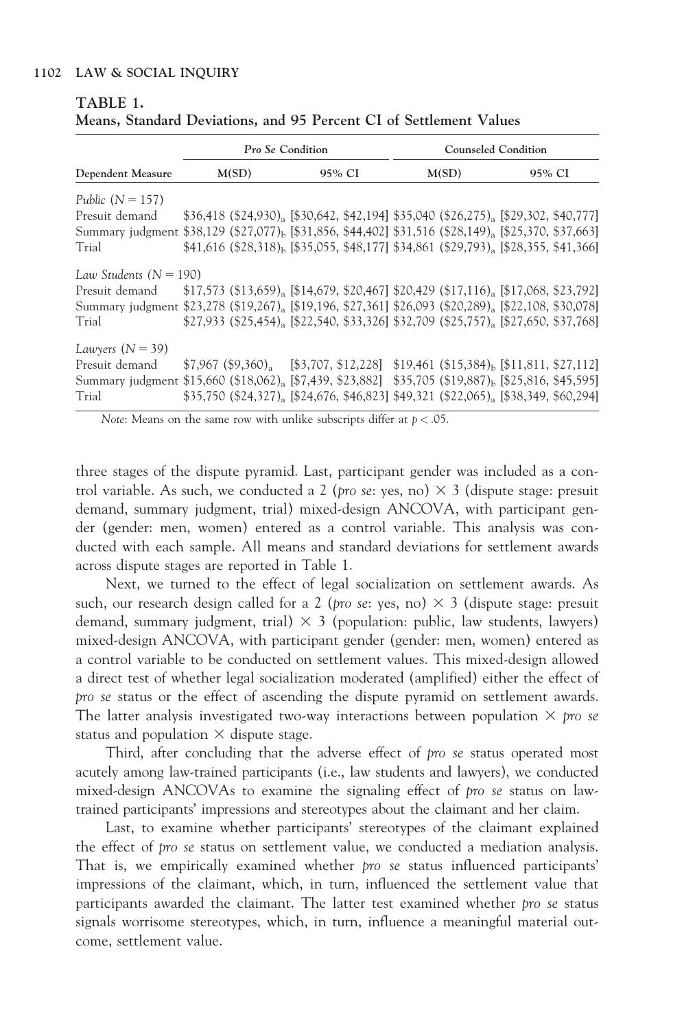**TABLE 1.**
**Means, Standard Deviations, and 95 Percent CI of Settlement Values**

| | *Pro Se* Condition | | Counseled Condition | |
|---|---|---|---|---|
| Dependent Measure | M(SD) | 95% CI | M(SD) | 95% CI |
| *Public* ($N = 157$) | | | | |
| Presuit demand | \$36,418 (\$24,930)$_a$ | [\$30,642, \$42,194] | \$35,040 (\$26,275)$_a$ | [\$29,302, \$40,777] |
| Summary judgment | \$38,129 (\$27,077)$_b$ | [\$31,856, \$44,402] | \$31,516 (\$28,149)$_a$ | [\$25,370, \$37,663] |
| Trial | \$41,616 (\$28,318)$_b$ | [\$35,055, \$48,177] | \$34,861 (\$29,793)$_a$ | [\$28,355, \$41,366] |
| *Law Students* ($N = 190$) | | | | |
| Presuit demand | \$17,573 (\$13,659)$_a$ | [\$14,679, \$20,467] | \$20,429 (\$17,116)$_a$ | [\$17,068, \$23,792] |
| Summary judgment | \$23,278 (\$19,267)$_a$ | [\$19,196, \$27,361] | \$26,093 (\$20,289)$_a$ | [\$22,108, \$30,078] |
| Trial | \$27,933 (\$25,454)$_a$ | [\$22,540, \$33,326] | \$32,709 (\$25,757)$_a$ | [\$27,650, \$37,768] |
| *Lawyers* ($N = 39$) | | | | |
| Presuit demand | \$7,967 (\$9,360)$_a$ | [\$3,707, \$12,228] | \$19,461 (\$15,384)$_b$ | [\$11,811, \$27,112] |
| Summary judgment | \$15,660 (\$18,062)$_a$ | [\$7,439, \$23,882] | \$35,705 (\$19,887)$_b$ | [\$25,816, \$45,595] |
| Trial | \$35,750 (\$24,327)$_a$ | [\$24,676, \$46,823] | \$49,321 (\$22,065)$_a$ | [\$38,349, \$60,294] |

*Note*: Means on the same row with unlike subscripts differ at $p < .05$.

three stages of the dispute pyramid. Last, participant gender was included as a control variable. As such, we conducted a 2 (*pro se*: yes, no) × 3 (dispute stage: presuit demand, summary judgment, trial) mixed-design ANCOVA, with participant gender (gender: men, women) entered as a control variable. This analysis was conducted with each sample. All means and standard deviations for settlement awards across dispute stages are reported in Table 1.

Next, we turned to the effect of legal socialization on settlement awards. As such, our research design called for a 2 (*pro se*: yes, no) × 3 (dispute stage: presuit demand, summary judgment, trial) × 3 (population: public, law students, lawyers) mixed-design ANCOVA, with participant gender (gender: men, women) entered as a control variable to be conducted on settlement values. This mixed-design allowed a direct test of whether legal socialization moderated (amplified) either the effect of *pro se* status or the effect of ascending the dispute pyramid on settlement awards. The latter analysis investigated two-way interactions between population × *pro se* status and population × dispute stage.

Third, after concluding that the adverse effect of *pro se* status operated most acutely among law-trained participants (i.e., law students and lawyers), we conducted mixed-design ANCOVAs to examine the signaling effect of *pro se* status on law-trained participants' impressions and stereotypes about the claimant and her claim.

Last, to examine whether participants' stereotypes of the claimant explained the effect of *pro se* status on settlement value, we conducted a mediation analysis. That is, we empirically examined whether *pro se* status influenced participants' impressions of the claimant, which, in turn, influenced the settlement value that participants awarded the claimant. The latter test examined whether *pro se* status signals worrisome stereotypes, which, in turn, influence a meaningful material outcome, settlement value.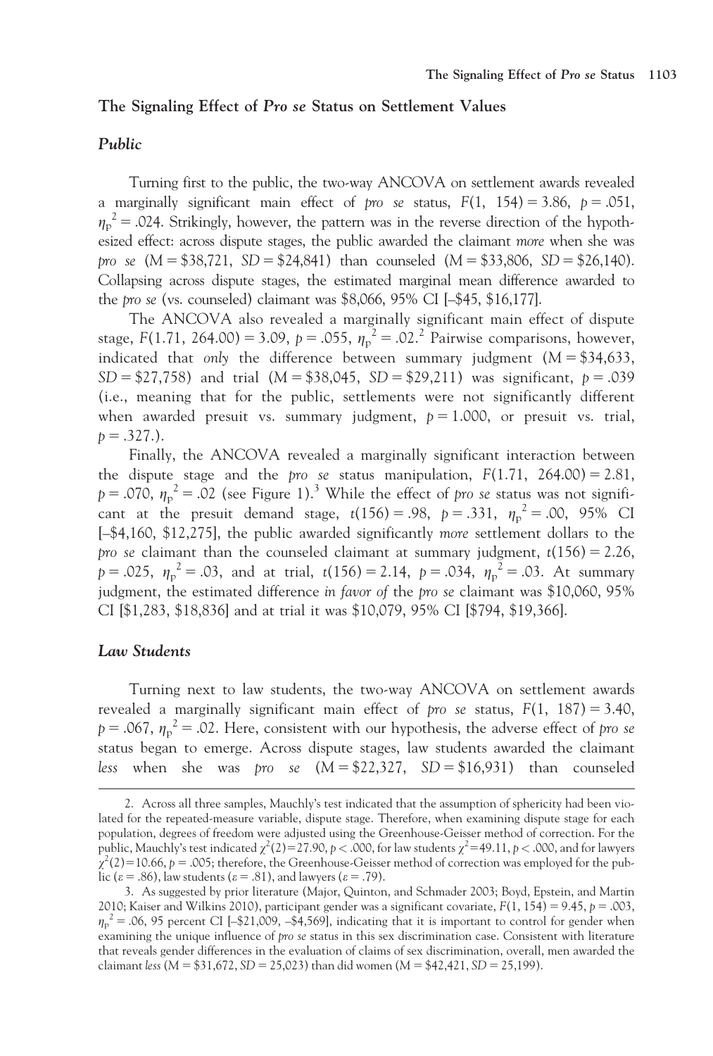## The Signaling Effect of *Pro se* Status on Settlement Values

### *Public*

Turning first to the public, the two-way ANCOVA on settlement awards revealed a marginally significant main effect of *pro se* status, $F(1, 154) = 3.86$, $p = .051$, $\eta_p^2 = .024$. Strikingly, however, the pattern was in the reverse direction of the hypothesized effect: across dispute stages, the public awarded the claimant *more* when she was *pro se* (M = \$38,721, *SD* = \$24,841) than counseled (M = \$33,806, *SD* = \$26,140). Collapsing across dispute stages, the estimated marginal mean difference awarded to the *pro se* (vs. counseled) claimant was \$8,066, 95% CI [–\$45, \$16,177].

The ANCOVA also revealed a marginally significant main effect of dispute stage, $F(1.71, 264.00) = 3.09$, $p = .055$, $\eta_p^2 = .02$.[2] Pairwise comparisons, however, indicated that *only* the difference between summary judgment (M = \$34,633, *SD* = \$27,758) and trial (M = \$38,045, *SD* = \$29,211) was significant, $p = .039$ (i.e., meaning that for the public, settlements were not significantly different when awarded presuit vs. summary judgment, $p = 1.000$, or presuit vs. trial, $p = .327$.).

Finally, the ANCOVA revealed a marginally significant interaction between the dispute stage and the *pro se* status manipulation, $F(1.71, 264.00) = 2.81$, $p = .070$, $\eta_p^2 = .02$ (see Figure 1).[3] While the effect of *pro se* status was not significant at the presuit demand stage, $t(156) = .98$, $p = .331$, $\eta_p^2 = .00$, 95% CI [–\$4,160, \$12,275], the public awarded significantly *more* settlement dollars to the *pro se* claimant than the counseled claimant at summary judgment, $t(156) = 2.26$, $p = .025$, $\eta_p^2 = .03$, and at trial, $t(156) = 2.14$, $p = .034$, $\eta_p^2 = .03$. At summary judgment, the estimated difference *in favor of* the *pro se* claimant was \$10,060, 95% CI [\$1,283, \$18,836] and at trial it was \$10,079, 95% CI [\$794, \$19,366].

### *Law Students*

Turning next to law students, the two-way ANCOVA on settlement awards revealed a marginally significant main effect of *pro se* status, $F(1, 187) = 3.40$, $p = .067$, $\eta_p^2 = .02$. Here, consistent with our hypothesis, the adverse effect of *pro se* status began to emerge. Across dispute stages, law students awarded the claimant *less* when she was *pro se* (M = \$22,327, *SD* = \$16,931) than counseled

---

2. Across all three samples, Mauchly's test indicated that the assumption of sphericity had been violated for the repeated-measure variable, dispute stage. Therefore, when examining dispute stage for each population, degrees of freedom were adjusted using the Greenhouse-Geisser method of correction. For the public, Mauchly's test indicated $\chi^2(2) = 27.90$, $p < .000$, for law students $\chi^2 = 49.11$, $p < .000$, and for lawyers $\chi^2(2) = 10.66$, $p = .005$; therefore, the Greenhouse-Geisser method of correction was employed for the public ($\varepsilon = .86$), law students ($\varepsilon = .81$), and lawyers ($\varepsilon = .79$).

3. As suggested by prior literature (Major, Quinton, and Schmader 2003; Boyd, Epstein, and Martin 2010; Kaiser and Wilkins 2010), participant gender was a significant covariate, $F(1, 154) = 9.45$, $p = .003$, $\eta_p^2 = .06$, 95 percent CI [–\$21,009, –\$4,569], indicating that it is important to control for gender when examining the unique influence of *pro se* status in this sex discrimination case. Consistent with literature that reveals gender differences in the evaluation of claims of sex discrimination, overall, men awarded the claimant *less* (M = \$31,672, *SD* = 25,023) than did women (M = \$42,421, *SD* = 25,199).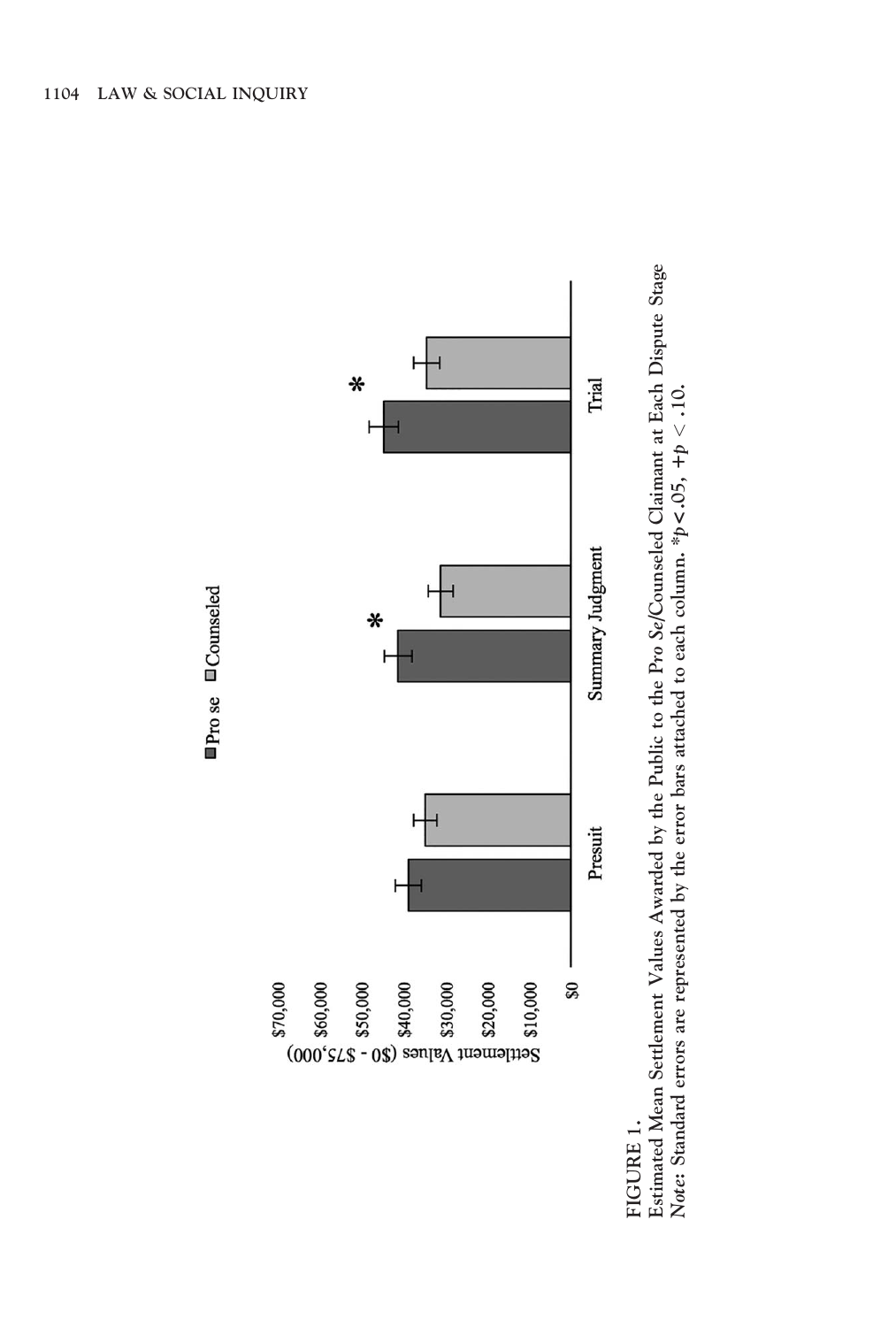FIGURE 1.

Estimated Mean Settlement Values Awarded by the Public to the *Pro Se*/Counseled Claimant at Each Dispute Stage

***Note***: Standard errors are represented by the error bars attached to each column. \*$p < .05$, +$p < .10$.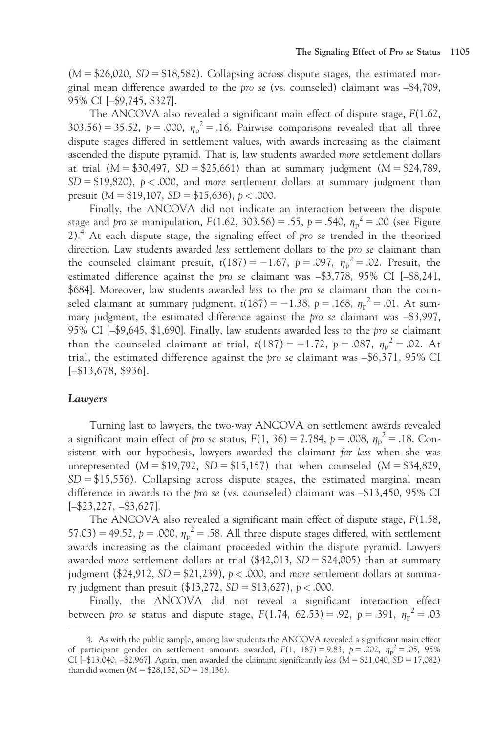($M$ = \$26,020, $SD$ = \$18,582). Collapsing across dispute stages, the estimated marginal mean difference awarded to the *pro se* (vs. counseled) claimant was –\$4,709, 95% CI [–\$9,745, \$327].

The ANCOVA also revealed a significant main effect of dispute stage, $F(1.62, 303.56) = 35.52$, $p = .000$, $\eta_p^2 = .16$. Pairwise comparisons revealed that all three dispute stages differed in settlement values, with awards increasing as the claimant ascended the dispute pyramid. That is, law students awarded *more* settlement dollars at trial ($M$ = \$30,497, $SD$ = \$25,661) than at summary judgment ($M$ = \$24,789, $SD$ = \$19,820), $p < .000$, and *more* settlement dollars at summary judgment than presuit ($M$ = \$19,107, $SD$ = \$15,636), $p < .000$.

Finally, the ANCOVA did not indicate an interaction between the dispute stage and *pro se* manipulation, $F(1.62, 303.56) = .55$, $p = .540$, $\eta_p^2 = .00$ (see Figure 2).[4] At each dispute stage, the signaling effect of *pro se* trended in the theorized direction. Law students awarded *less* settlement dollars to the *pro se* claimant than the counseled claimant presuit, $t(187) = -1.67$, $p = .097$, $\eta_p^2 = .02$. Presuit, the estimated difference against the *pro se* claimant was –\$3,778, 95% CI [–\$8,241, \$684]. Moreover, law students awarded *less* to the *pro se* claimant than the counseled claimant at summary judgment, $t(187) = -1.38$, $p = .168$, $\eta_p^2 = .01$. At summary judgment, the estimated difference against the *pro se* claimant was –\$3,997, 95% CI [–\$9,645, \$1,690]. Finally, law students awarded less to the *pro se* claimant than the counseled claimant at trial, $t(187) = -1.72$, $p = .087$, $\eta_p^2 = .02$. At trial, the estimated difference against the *pro se* claimant was –\$6,371, 95% CI [–\$13,678, \$936].

### *Lawyers*

Turning last to lawyers, the two-way ANCOVA on settlement awards revealed a significant main effect of *pro se* status, $F(1, 36) = 7.784$, $p = .008$, $\eta_p^2 = .18$. Consistent with our hypothesis, lawyers awarded the claimant *far less* when she was unrepresented ($M$ = \$19,792, $SD$ = \$15,157) that when counseled ($M$ = \$34,829, $SD$ = \$15,556). Collapsing across dispute stages, the estimated marginal mean difference in awards to the *pro se* (vs. counseled) claimant was –\$13,450, 95% CI [–\$23,227, –\$3,627].

The ANCOVA also revealed a significant main effect of dispute stage, $F(1.58, 57.03) = 49.52$, $p = .000$, $\eta_p^2 = .58$. All three dispute stages differed, with settlement awards increasing as the claimant proceeded within the dispute pyramid. Lawyers awarded *more* settlement dollars at trial (\$42,013, $SD$ = \$24,005) than at summary judgment (\$24,912, $SD$ = \$21,239), $p < .000$, and *more* settlement dollars at summary judgment than presuit (\$13,272, $SD$ = \$13,627), $p < .000$.

Finally, the ANCOVA did not reveal a significant interaction effect between *pro se* status and dispute stage, $F(1.74, 62.53) = .92$, $p = .391$, $\eta_p^2 = .03$

---

4. As with the public sample, among law students the ANCOVA revealed a significant main effect of participant gender on settlement amounts awarded, $F(1, 187) = 9.83$, $p = .002$, $\eta_p^2 = .05$, 95% CI [–\$13,040, –\$2,967]. Again, men awarded the claimant significantly *less* ($M$ = \$21,040, $SD$ = 17,082) than did women ($M$ = \$28,152, $SD$ = 18,136).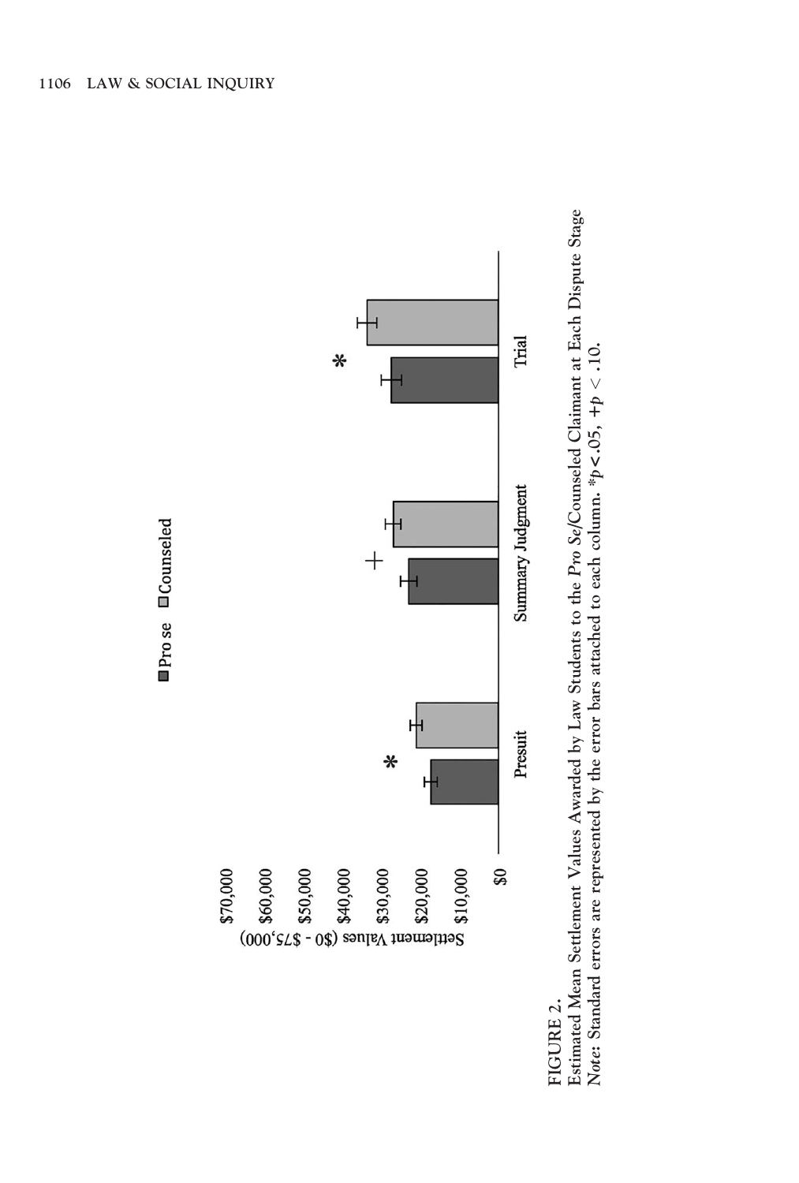FIGURE 2.
Estimated Mean Settlement Values Awarded by Law Students to the *Pro Se*/Counseled Claimant at Each Dispute Stage
*Note:* Standard errors are represented by the error bars attached to each column. $*p < .05$, $+p < .10$.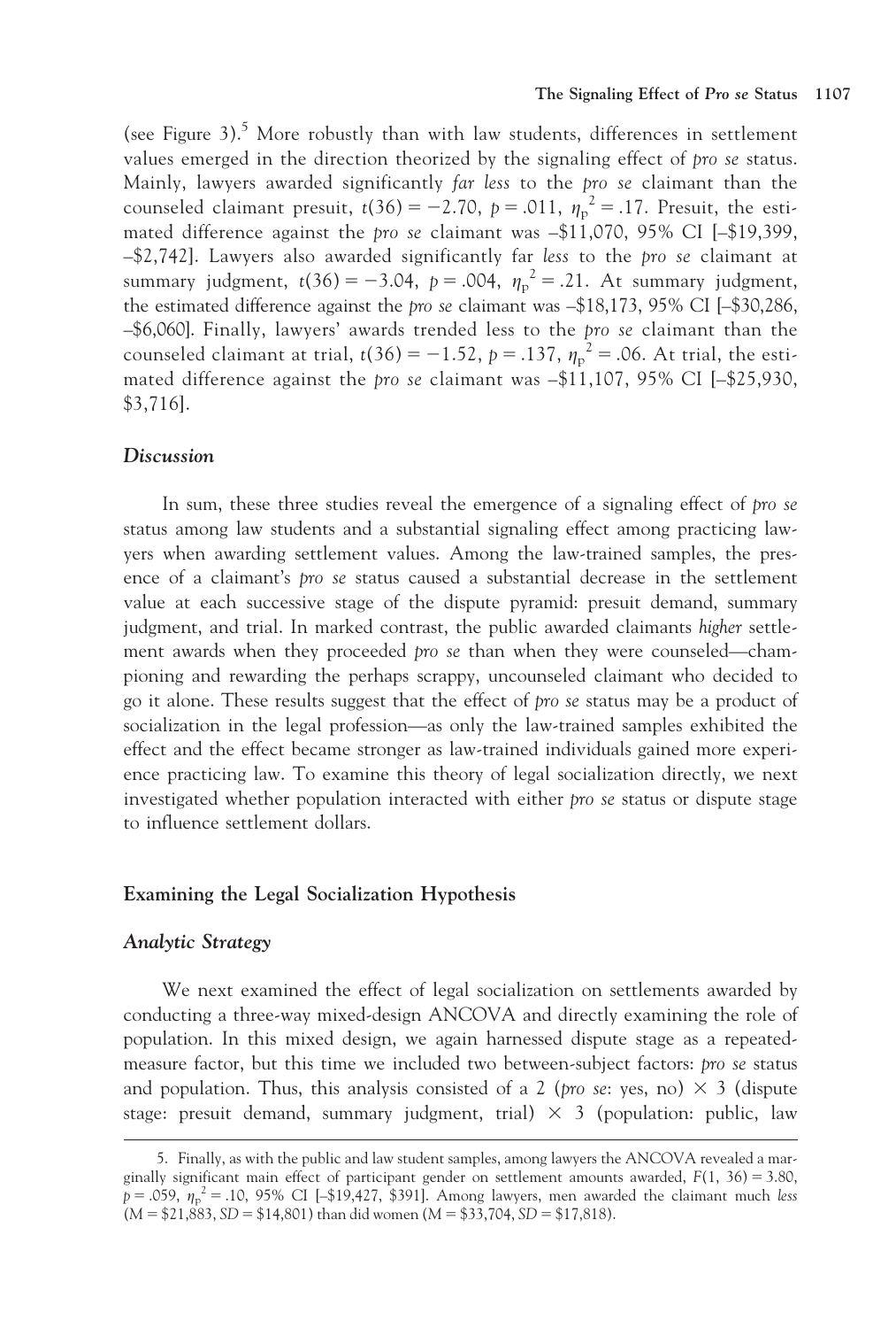(see Figure 3).[5] More robustly than with law students, differences in settlement values emerged in the direction theorized by the signaling effect of *pro se* status. Mainly, lawyers awarded significantly *far less* to the *pro se* claimant than the counseled claimant presuit, $t(36) = -2.70$, $p = .011$, $\eta_p^2 = .17$. Presuit, the estimated difference against the *pro se* claimant was –$11,070, 95% CI [–$19,399, –$2,742]. Lawyers also awarded significantly far *less* to the *pro se* claimant at summary judgment, $t(36) = -3.04$, $p = .004$, $\eta_p^2 = .21$. At summary judgment, the estimated difference against the *pro se* claimant was –$18,173, 95% CI [–$30,286, –$6,060]. Finally, lawyers' awards trended less to the *pro se* claimant than the counseled claimant at trial, $t(36) = -1.52$, $p = .137$, $\eta_p^2 = .06$. At trial, the estimated difference against the *pro se* claimant was –$11,107, 95% CI [–$25,930, $3,716].

### *Discussion*

In sum, these three studies reveal the emergence of a signaling effect of *pro se* status among law students and a substantial signaling effect among practicing lawyers when awarding settlement values. Among the law-trained samples, the presence of a claimant's *pro se* status caused a substantial decrease in the settlement value at each successive stage of the dispute pyramid: presuit demand, summary judgment, and trial. In marked contrast, the public awarded claimants *higher* settlement awards when they proceeded *pro se* than when they were counseled—championing and rewarding the perhaps scrappy, uncounseled claimant who decided to go it alone. These results suggest that the effect of *pro se* status may be a product of socialization in the legal profession—as only the law-trained samples exhibited the effect and the effect became stronger as law-trained individuals gained more experience practicing law. To examine this theory of legal socialization directly, we next investigated whether population interacted with either *pro se* status or dispute stage to influence settlement dollars.

## Examining the Legal Socialization Hypothesis

### *Analytic Strategy*

We next examined the effect of legal socialization on settlements awarded by conducting a three-way mixed-design ANCOVA and directly examining the role of population. In this mixed design, we again harnessed dispute stage as a repeated-measure factor, but this time we included two between-subject factors: *pro se* status and population. Thus, this analysis consisted of a 2 (*pro se*: yes, no) × 3 (dispute stage: presuit demand, summary judgment, trial) × 3 (population: public, law

5. Finally, as with the public and law student samples, among lawyers the ANCOVA revealed a marginally significant main effect of participant gender on settlement amounts awarded, $F(1, 36) = 3.80$, $p = .059$, $\eta_p^2 = .10$, 95% CI [–$19,427, $391]. Among lawyers, men awarded the claimant much *less* (M = $21,883, *SD* = $14,801) than did women (M = $33,704, *SD* = $17,818).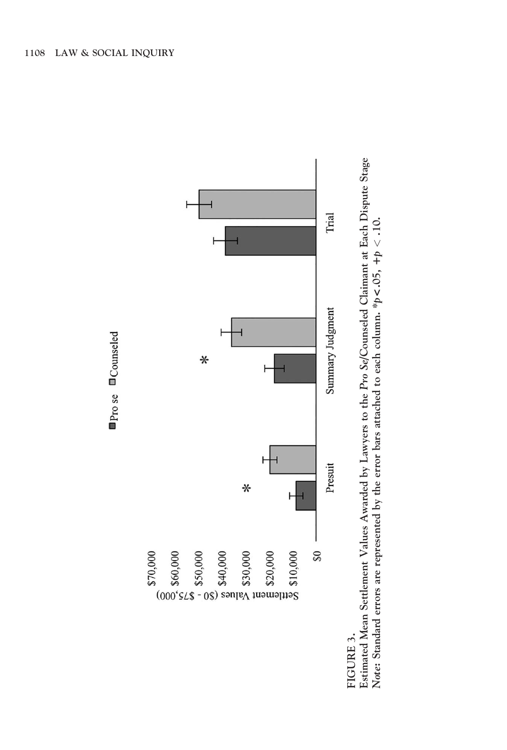FIGURE 3.
Estimated Mean Settlement Values Awarded by Lawyers to the *Pro Se*/Counseled Claimant at Each Dispute Stage
***Note:*** Standard errors are represented by the error bars attached to each column. *$p < .05$, +$p < .10$.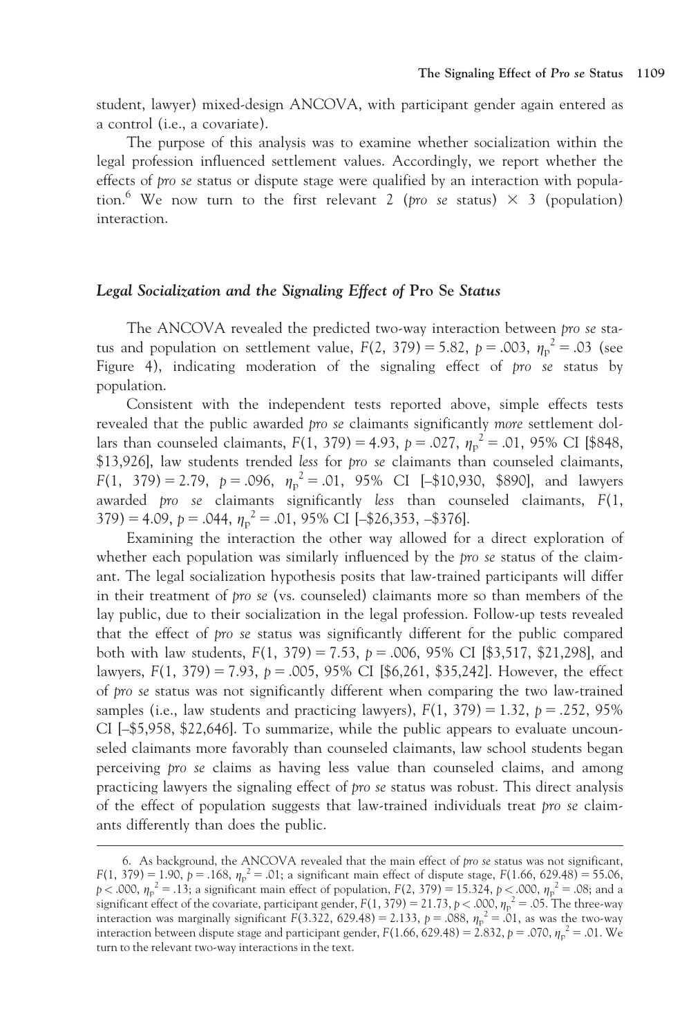student, lawyer) mixed-design ANCOVA, with participant gender again entered as a control (i.e., a covariate).

The purpose of this analysis was to examine whether socialization within the legal profession influenced settlement values. Accordingly, we report whether the effects of *pro se* status or dispute stage were qualified by an interaction with population.[6] We now turn to the first relevant 2 (*pro se* status) × 3 (population) interaction.

### *Legal Socialization and the Signaling Effect of* Pro Se *Status*

The ANCOVA revealed the predicted two-way interaction between *pro se* status and population on settlement value, $F(2, 379) = 5.82$, $p = .003$, $\eta_p^2 = .03$ (see Figure 4), indicating moderation of the signaling effect of *pro se* status by population.

Consistent with the independent tests reported above, simple effects tests revealed that the public awarded *pro se* claimants significantly *more* settlement dollars than counseled claimants, $F(1, 379) = 4.93$, $p = .027$, $\eta_p^2 = .01$, 95% CI [$848, $13,926], law students trended *less* for *pro se* claimants than counseled claimants, $F(1, 379) = 2.79$, $p = .096$, $\eta_p^2 = .01$, 95% CI [–$10,930, $890], and lawyers awarded *pro se* claimants significantly *less* than counseled claimants, $F(1, 379) = 4.09$, $p = .044$, $\eta_p^2 = .01$, 95% CI [–$26,353, –$376].

Examining the interaction the other way allowed for a direct exploration of whether each population was similarly influenced by the *pro se* status of the claimant. The legal socialization hypothesis posits that law-trained participants will differ in their treatment of *pro se* (vs. counseled) claimants more so than members of the lay public, due to their socialization in the legal profession. Follow-up tests revealed that the effect of *pro se* status was significantly different for the public compared both with law students, $F(1, 379) = 7.53$, $p = .006$, 95% CI [$3,517, $21,298], and lawyers, $F(1, 379) = 7.93$, $p = .005$, 95% CI [$6,261, $35,242]. However, the effect of *pro se* status was not significantly different when comparing the two law-trained samples (i.e., law students and practicing lawyers), $F(1, 379) = 1.32$, $p = .252$, 95% CI [–$5,958, $22,646]. To summarize, while the public appears to evaluate uncounseled claimants more favorably than counseled claimants, law school students began perceiving *pro se* claims as having less value than counseled claims, and among practicing lawyers the signaling effect of *pro se* status was robust. This direct analysis of the effect of population suggests that law-trained individuals treat *pro se* claimants differently than does the public.

---

6. As background, the ANCOVA revealed that the main effect of *pro se* status was not significant, $F(1, 379) = 1.90$, $p = .168$, $\eta_p^2 = .01$; a significant main effect of dispute stage, $F(1.66, 629.48) = 55.06$, $p < .000$, $\eta_p^2 = .13$; a significant main effect of population, $F(2, 379) = 15.324$, $p < .000$, $\eta_p^2 = .08$; and a significant effect of the covariate, participant gender, $F(1, 379) = 21.73$, $p < .000$, $\eta_p^2 = .05$. The three-way interaction was marginally significant $F(3.322, 629.48) = 2.133$, $p = .088$, $\eta_p^2 = .01$, as was the two-way interaction between dispute stage and participant gender, $F(1.66, 629.48) = 2.832$, $p = .070$, $\eta_p^2 = .01$. We turn to the relevant two-way interactions in the text.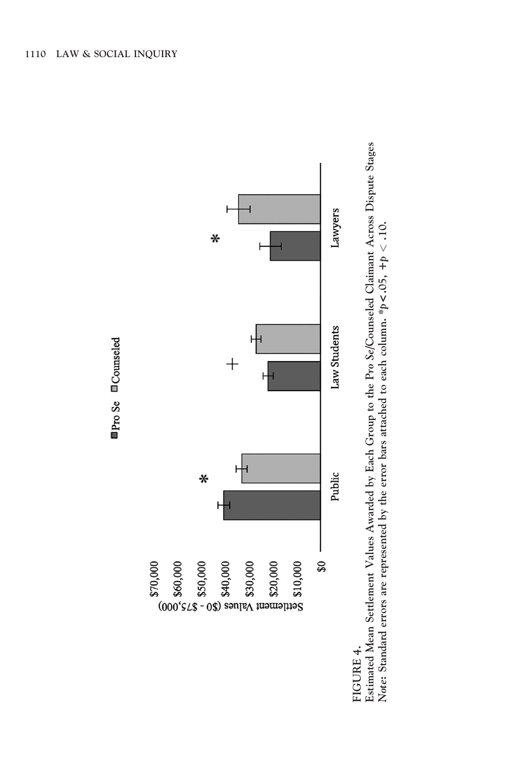FIGURE 4.
Estimated Mean Settlement Values Awarded by Each Group to the *Pro Se*/Counseled Claimant Across Dispute Stages
*Note:* Standard errors are represented by the error bars attached to each column. $*p < .05$, $+p < .10$.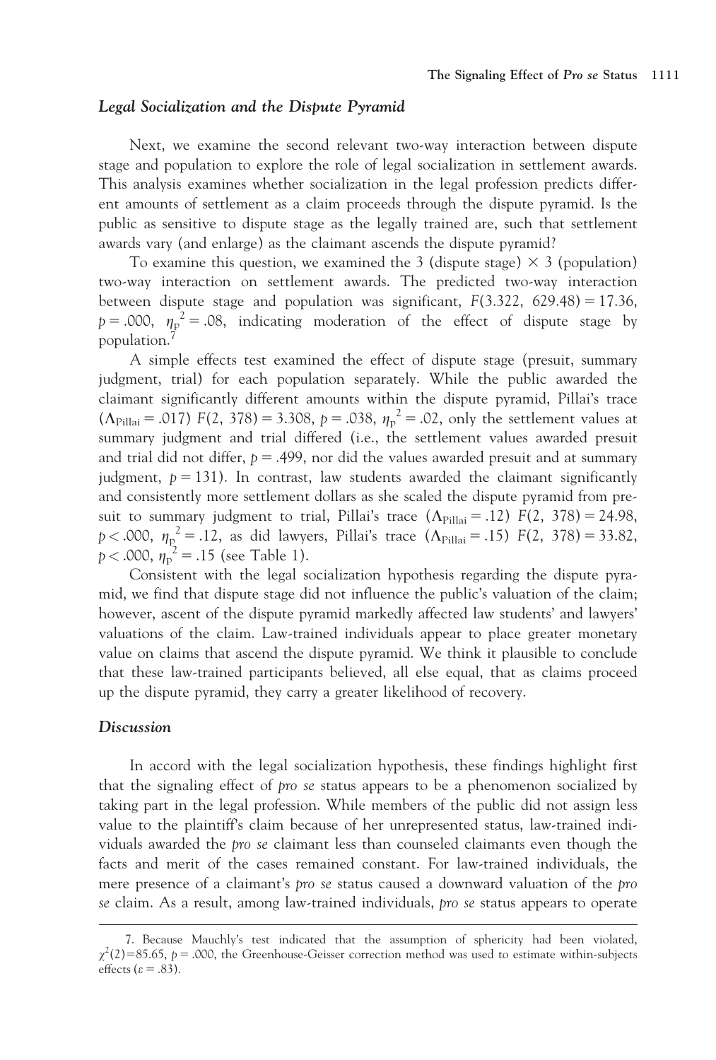### *Legal Socialization and the Dispute Pyramid*

Next, we examine the second relevant two-way interaction between dispute stage and population to explore the role of legal socialization in settlement awards. This analysis examines whether socialization in the legal profession predicts different amounts of settlement as a claim proceeds through the dispute pyramid. Is the public as sensitive to dispute stage as the legally trained are, such that settlement awards vary (and enlarge) as the claimant ascends the dispute pyramid?

To examine this question, we examined the 3 (dispute stage) $\times$ 3 (population) two-way interaction on settlement awards. The predicted two-way interaction between dispute stage and population was significant, $F(3.322,\ 629.48) = 17.36$, $p = .000$, $\eta_p^2 = .08$, indicating moderation of the effect of dispute stage by population.[7]

A simple effects test examined the effect of dispute stage (presuit, summary judgment, trial) for each population separately. While the public awarded the claimant significantly different amounts within the dispute pyramid, Pillai's trace ($\Lambda_{Pillai} = .017$) $F(2,\ 378) = 3.308$, $p = .038$, $\eta_p^2 = .02$, only the settlement values at summary judgment and trial differed (i.e., the settlement values awarded presuit and trial did not differ, $p = .499$, nor did the values awarded presuit and at summary judgment, $p = 131$). In contrast, law students awarded the claimant significantly and consistently more settlement dollars as she scaled the dispute pyramid from presuit to summary judgment to trial, Pillai's trace ($\Lambda_{Pillai} = .12$) $F(2,\ 378) = 24.98$, $p < .000$, $\eta_p^2 = .12$, as did lawyers, Pillai's trace ($\Lambda_{Pillai} = .15$) $F(2,\ 378) = 33.82$, $p < .000$, $\eta_p^2 = .15$ (see Table 1).

Consistent with the legal socialization hypothesis regarding the dispute pyramid, we find that dispute stage did not influence the public's valuation of the claim; however, ascent of the dispute pyramid markedly affected law students' and lawyers' valuations of the claim. Law-trained individuals appear to place greater monetary value on claims that ascend the dispute pyramid. We think it plausible to conclude that these law-trained participants believed, all else equal, that as claims proceed up the dispute pyramid, they carry a greater likelihood of recovery.

### *Discussion*

In accord with the legal socialization hypothesis, these findings highlight first that the signaling effect of *pro se* status appears to be a phenomenon socialized by taking part in the legal profession. While members of the public did not assign less value to the plaintiff's claim because of her unrepresented status, law-trained individuals awarded the *pro se* claimant less than counseled claimants even though the facts and merit of the cases remained constant. For law-trained individuals, the mere presence of a claimant's *pro se* status caused a downward valuation of the *pro se* claim. As a result, among law-trained individuals, *pro se* status appears to operate

---

7. Because Mauchly's test indicated that the assumption of sphericity had been violated, $\chi^2(2) = 85.65$, $p = .000$, the Greenhouse-Geisser correction method was used to estimate within-subjects effects ($\varepsilon = .83$).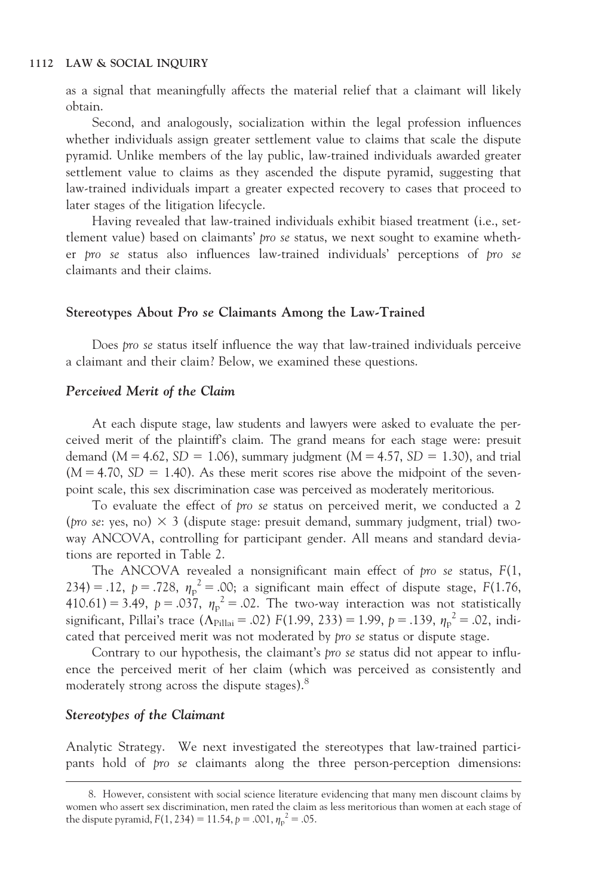as a signal that meaningfully affects the material relief that a claimant will likely obtain.

Second, and analogously, socialization within the legal profession influences whether individuals assign greater settlement value to claims that scale the dispute pyramid. Unlike members of the lay public, law-trained individuals awarded greater settlement value to claims as they ascended the dispute pyramid, suggesting that law-trained individuals impart a greater expected recovery to cases that proceed to later stages of the litigation lifecycle.

Having revealed that law-trained individuals exhibit biased treatment (i.e., settlement value) based on claimants' *pro se* status, we next sought to examine whether *pro se* status also influences law-trained individuals' perceptions of *pro se* claimants and their claims.

## Stereotypes About *Pro se* Claimants Among the Law-Trained

Does *pro se* status itself influence the way that law-trained individuals perceive a claimant and their claim? Below, we examined these questions.

### *Perceived Merit of the Claim*

At each dispute stage, law students and lawyers were asked to evaluate the perceived merit of the plaintiff's claim. The grand means for each stage were: presuit demand ($M = 4.62$, $SD = 1.06$), summary judgment ($M = 4.57$, $SD = 1.30$), and trial ($M = 4.70$, $SD = 1.40$). As these merit scores rise above the midpoint of the seven-point scale, this sex discrimination case was perceived as moderately meritorious.

To evaluate the effect of *pro se* status on perceived merit, we conducted a 2 (*pro se*: yes, no) $\times$ 3 (dispute stage: presuit demand, summary judgment, trial) two-way ANCOVA, controlling for participant gender. All means and standard deviations are reported in Table 2.

The ANCOVA revealed a nonsignificant main effect of *pro se* status, $F(1, 234) = .12$, $p = .728$, $\eta_p^2 = .00$; a significant main effect of dispute stage, $F(1.76, 410.61) = 3.49$, $p = .037$, $\eta_p^2 = .02$. The two-way interaction was not statistically significant, Pillai's trace ($\Lambda_{Pillai} = .02$) $F(1.99, 233) = 1.99$, $p = .139$, $\eta_p^2 = .02$, indicated that perceived merit was not moderated by *pro se* status or dispute stage.

Contrary to our hypothesis, the claimant's *pro se* status did not appear to influence the perceived merit of her claim (which was perceived as consistently and moderately strong across the dispute stages).[8]

### *Stereotypes of the Claimant*

Analytic Strategy. We next investigated the stereotypes that law-trained participants hold of *pro se* claimants along the three person-perception dimensions:

---

8. However, consistent with social science literature evidencing that many men discount claims by women who assert sex discrimination, men rated the claim as less meritorious than women at each stage of the dispute pyramid, $F(1, 234) = 11.54$, $p = .001$, $\eta_p^2 = .05$.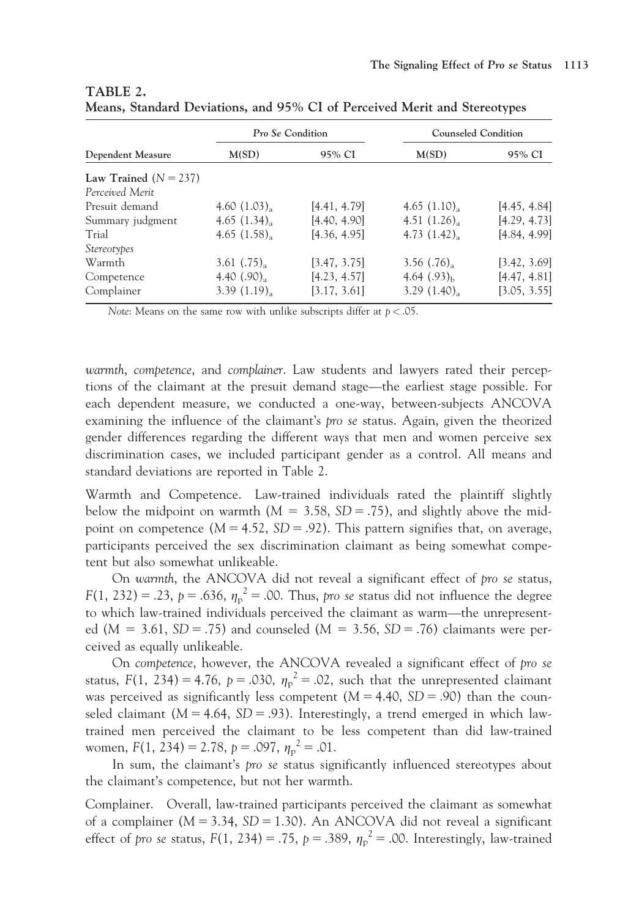**TABLE 2.**
**Means, Standard Deviations, and 95% CI of Perceived Merit and Stereotypes**

| Dependent Measure | *Pro Se* Condition | | Counseled Condition | |
|---|---|---|---|---|
| | M(SD) | 95% CI | M(SD) | 95% CI |
| **Law Trained** ($N = 237$) | | | | |
| *Perceived Merit* | | | | |
| Presuit demand | $4.60\ (1.03)_a$ | [4.41, 4.79] | $4.65\ (1.10)_a$ | [4.45, 4.84] |
| Summary judgment | $4.65\ (1.34)_a$ | [4.40, 4.90] | $4.51\ (1.26)_a$ | [4.29, 4.73] |
| Trial | $4.65\ (1.58)_a$ | [4.36, 4.95] | $4.73\ (1.42)_a$ | [4.84, 4.99] |
| *Stereotypes* | | | | |
| Warmth | $3.61\ (.75)_a$ | [3.47, 3.75] | $3.56\ (.76)_a$ | [3.42, 3.69] |
| Competence | $4.40\ (.90)_a$ | [4.23, 4.57] | $4.64\ (.93)_b$ | [4.47, 4.81] |
| Complainer | $3.39\ (1.19)_a$ | [3.17, 3.61] | $3.29\ (1.40)_a$ | [3.05, 3.55] |

*Note*: Means on the same row with unlike subscripts differ at $p < .05$.

*warmth*, *competence*, and *complainer*. Law students and lawyers rated their perceptions of the claimant at the presuit demand stage—the earliest stage possible. For each dependent measure, we conducted a one-way, between-subjects ANCOVA examining the influence of the claimant's *pro se* status. Again, given the theorized gender differences regarding the different ways that men and women perceive sex discrimination cases, we included participant gender as a control. All means and standard deviations are reported in Table 2.

Warmth and Competence. Law-trained individuals rated the plaintiff slightly below the midpoint on warmth ($M = 3.58$, $SD = .75$), and slightly above the midpoint on competence ($M = 4.52$, $SD = .92$). This pattern signifies that, on average, participants perceived the sex discrimination claimant as being somewhat competent but also somewhat unlikeable.

On *warmth*, the ANCOVA did not reveal a significant effect of *pro se* status, $F(1, 232) = .23$, $p = .636$, $\eta_p^2 = .00$. Thus, *pro se* status did not influence the degree to which law-trained individuals perceived the claimant as warm—the unrepresented ($M = 3.61$, $SD = .75$) and counseled ($M = 3.56$, $SD = .76$) claimants were perceived as equally unlikeable.

On *competence*, however, the ANCOVA revealed a significant effect of *pro se* status, $F(1, 234) = 4.76$, $p = .030$, $\eta_p^2 = .02$, such that the unrepresented claimant was perceived as significantly less competent ($M = 4.40$, $SD = .90$) than the counseled claimant ($M = 4.64$, $SD = .93$). Interestingly, a trend emerged in which law-trained men perceived the claimant to be less competent than did law-trained women, $F(1, 234) = 2.78$, $p = .097$, $\eta_p^2 = .01$.

In sum, the claimant's *pro se* status significantly influenced stereotypes about the claimant's competence, but not her warmth.

Complainer. Overall, law-trained participants perceived the claimant as somewhat of a complainer ($M = 3.34$, $SD = 1.30$). An ANCOVA did not reveal a significant effect of *pro se* status, $F(1, 234) = .75$, $p = .389$, $\eta_p^2 = .00$. Interestingly, law-trained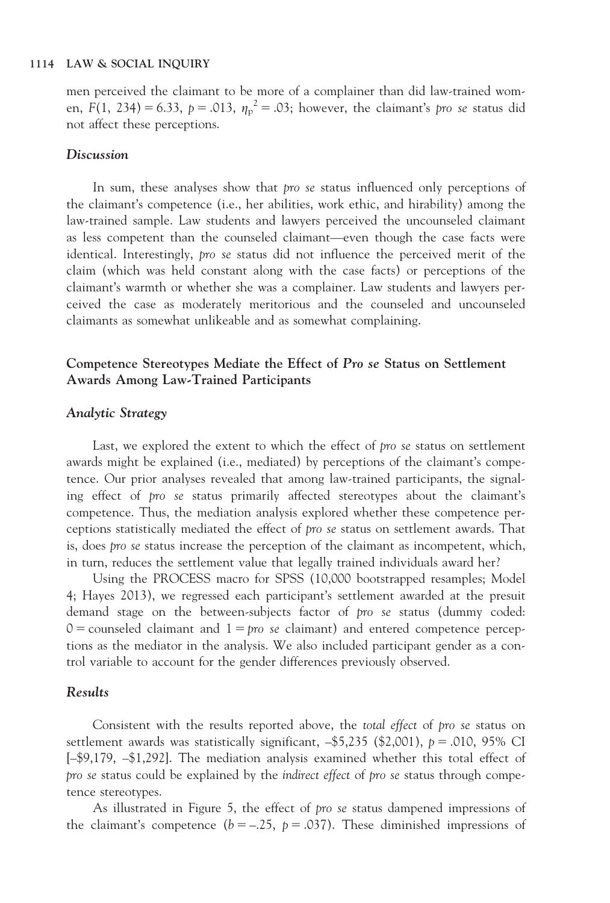men perceived the claimant to be more of a complainer than did law-trained women, $F(1, 234) = 6.33$, $p = .013$, $\eta_p^2 = .03$; however, the claimant's *pro se* status did not affect these perceptions.

### Discussion

In sum, these analyses show that *pro se* status influenced only perceptions of the claimant's competence (i.e., her abilities, work ethic, and hirability) among the law-trained sample. Law students and lawyers perceived the uncounseled claimant as less competent than the counseled claimant—even though the case facts were identical. Interestingly, *pro se* status did not influence the perceived merit of the claim (which was held constant along with the case facts) or perceptions of the claimant's warmth or whether she was a complainer. Law students and lawyers perceived the case as moderately meritorious and the counseled and uncounseled claimants as somewhat unlikeable and as somewhat complaining.

## Competence Stereotypes Mediate the Effect of *Pro se* Status on Settlement Awards Among Law-Trained Participants

### Analytic Strategy

Last, we explored the extent to which the effect of *pro se* status on settlement awards might be explained (i.e., mediated) by perceptions of the claimant's competence. Our prior analyses revealed that among law-trained participants, the signaling effect of *pro se* status primarily affected stereotypes about the claimant's competence. Thus, the mediation analysis explored whether these competence perceptions statistically mediated the effect of *pro se* status on settlement awards. That is, does *pro se* status increase the perception of the claimant as incompetent, which, in turn, reduces the settlement value that legally trained individuals award her?

Using the PROCESS macro for SPSS (10,000 bootstrapped resamples; Model 4; Hayes 2013), we regressed each participant's settlement awarded at the presuit demand stage on the between-subjects factor of *pro se* status (dummy coded: 0 = counseled claimant and 1 = *pro se* claimant) and entered competence perceptions as the mediator in the analysis. We also included participant gender as a control variable to account for the gender differences previously observed.

### Results

Consistent with the results reported above, the *total effect* of *pro se* status on settlement awards was statistically significant, –\$5,235 (\$2,001), $p = .010$, 95% CI [–\$9,179, –\$1,292]. The mediation analysis examined whether this total effect of *pro se* status could be explained by the *indirect effect* of *pro se* status through competence stereotypes.

As illustrated in Figure 5, the effect of *pro se* status dampened impressions of the claimant's competence ($b = –.25$, $p = .037$). These diminished impressions of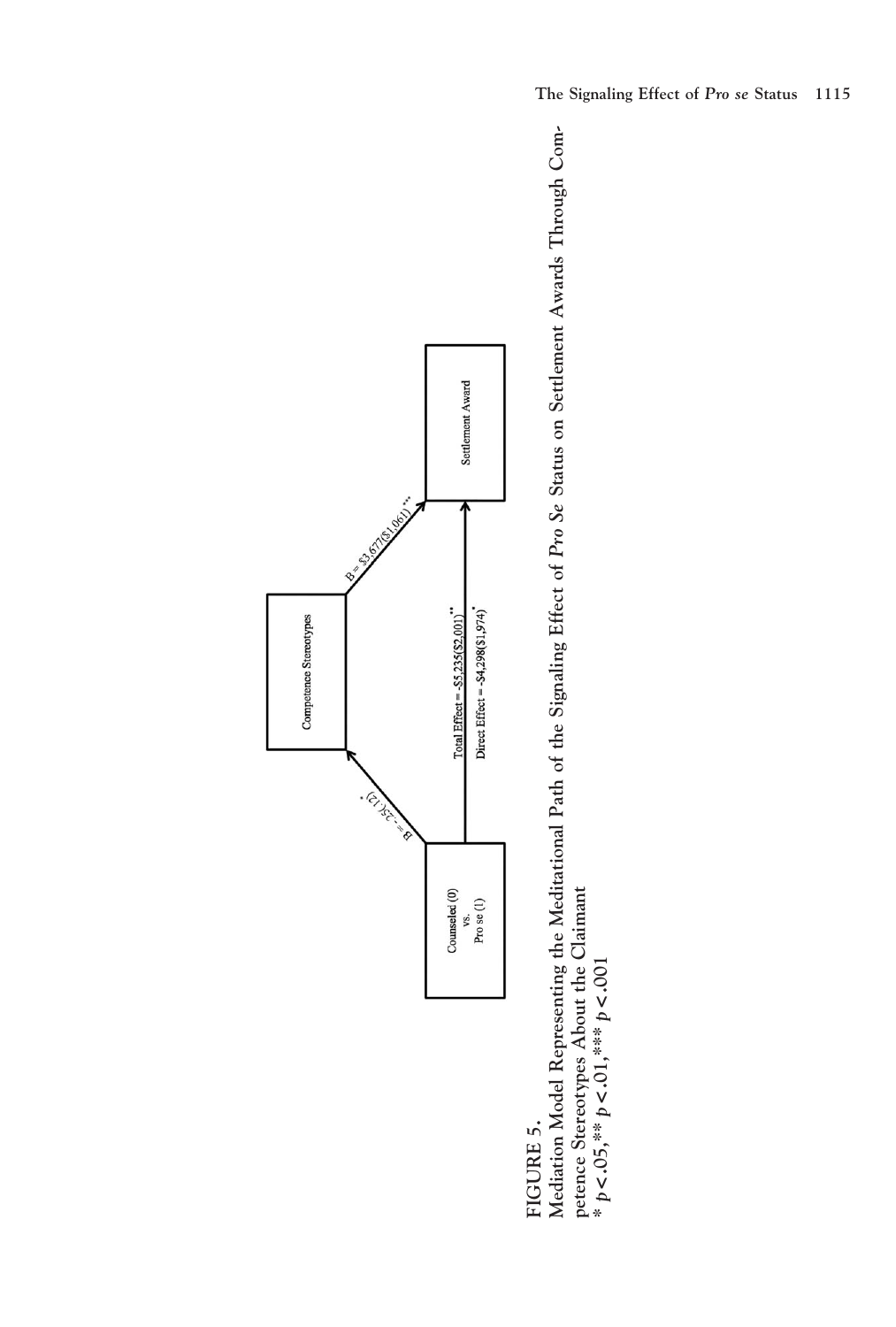Counseled (0) vs. Pro se (1)

Competence Stereotypes

Settlement Award

B = -.25(.12)*

B = \$3,677(\$1,061)***

Total Effect = -\$5,235(\$2,001)**

Direct Effect = -\$4,298(\$1,974)*

FIGURE 5.
Mediation Model Representing the Meditational Path of the Signaling Effect of *Pro Se* Status on Settlement Awards Through Competence Stereotypes About the Claimant
\* $p < .05$, \*\* $p < .01$, \*\*\* $p < .001$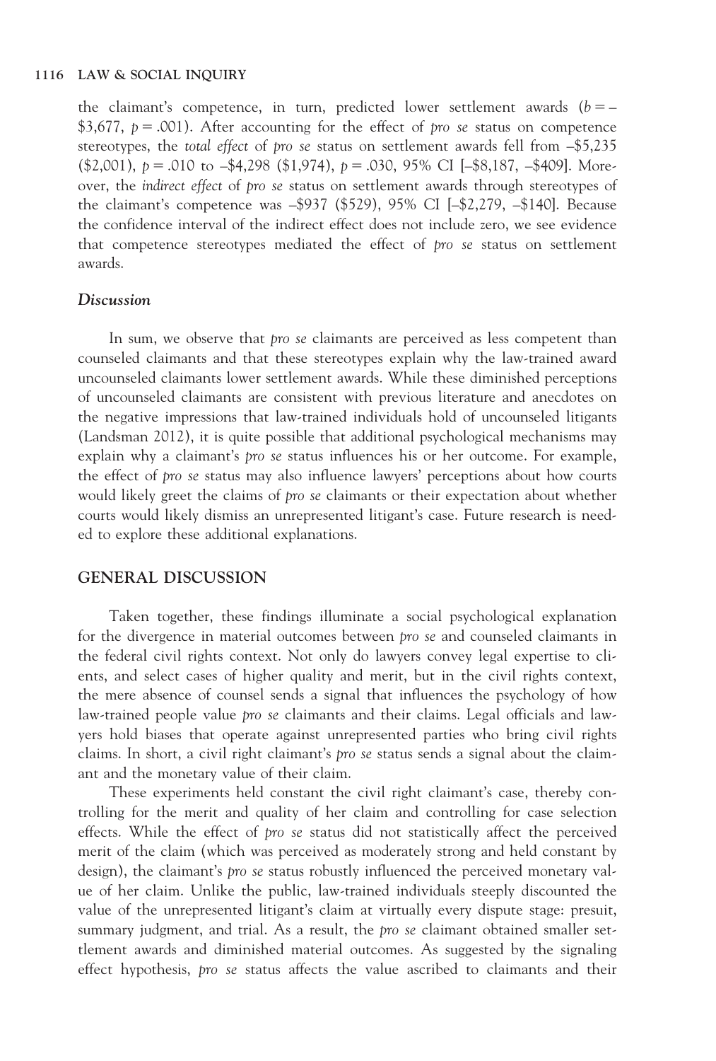the claimant's competence, in turn, predicted lower settlement awards ($b = -$3,677, $p = .001$). After accounting for the effect of *pro se* status on competence stereotypes, the *total effect* of *pro se* status on settlement awards fell from –$5,235 ($2,001), $p = .010$ to –$4,298 ($1,974), $p = .030$, 95% CI [–$8,187, –$409]. Moreover, the *indirect effect* of *pro se* status on settlement awards through stereotypes of the claimant's competence was –$937 ($529), 95% CI [–$2,279, –$140]. Because the confidence interval of the indirect effect does not include zero, we see evidence that competence stereotypes mediated the effect of *pro se* status on settlement awards.

### *Discussion*

In sum, we observe that *pro se* claimants are perceived as less competent than counseled claimants and that these stereotypes explain why the law-trained award uncounseled claimants lower settlement awards. While these diminished perceptions of uncounseled claimants are consistent with previous literature and anecdotes on the negative impressions that law-trained individuals hold of uncounseled litigants (Landsman 2012), it is quite possible that additional psychological mechanisms may explain why a claimant's *pro se* status influences his or her outcome. For example, the effect of *pro se* status may also influence lawyers' perceptions about how courts would likely greet the claims of *pro se* claimants or their expectation about whether courts would likely dismiss an unrepresented litigant's case. Future research is needed to explore these additional explanations.

## GENERAL DISCUSSION

Taken together, these findings illuminate a social psychological explanation for the divergence in material outcomes between *pro se* and counseled claimants in the federal civil rights context. Not only do lawyers convey legal expertise to clients, and select cases of higher quality and merit, but in the civil rights context, the mere absence of counsel sends a signal that influences the psychology of how law-trained people value *pro se* claimants and their claims. Legal officials and lawyers hold biases that operate against unrepresented parties who bring civil rights claims. In short, a civil right claimant's *pro se* status sends a signal about the claimant and the monetary value of their claim.

These experiments held constant the civil right claimant's case, thereby controlling for the merit and quality of her claim and controlling for case selection effects. While the effect of *pro se* status did not statistically affect the perceived merit of the claim (which was perceived as moderately strong and held constant by design), the claimant's *pro se* status robustly influenced the perceived monetary value of her claim. Unlike the public, law-trained individuals steeply discounted the value of the unrepresented litigant's claim at virtually every dispute stage: presuit, summary judgment, and trial. As a result, the *pro se* claimant obtained smaller settlement awards and diminished material outcomes. As suggested by the signaling effect hypothesis, *pro se* status affects the value ascribed to claimants and their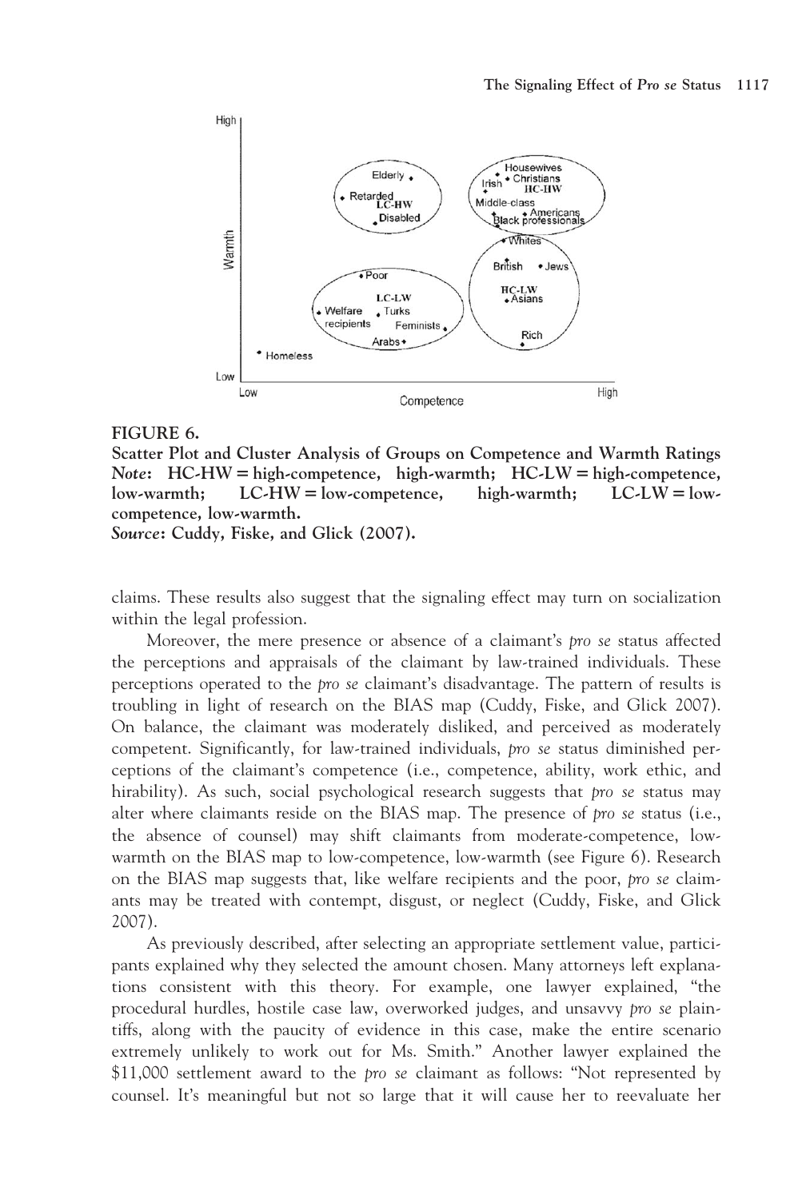**FIGURE 6.**

**Scatter Plot and Cluster Analysis of Groups on Competence and Warmth Ratings**

***Note*: HC-HW = high-competence, high-warmth; HC-LW = high-competence, low-warmth; LC-HW = low-competence, high-warmth; LC-LW = low-competence, low-warmth.**

***Source*: Cuddy, Fiske, and Glick (2007).**

claims. These results also suggest that the signaling effect may turn on socialization within the legal profession.

Moreover, the mere presence or absence of a claimant's *pro se* status affected the perceptions and appraisals of the claimant by law-trained individuals. These perceptions operated to the *pro se* claimant's disadvantage. The pattern of results is troubling in light of research on the BIAS map (Cuddy, Fiske, and Glick 2007). On balance, the claimant was moderately disliked, and perceived as moderately competent. Significantly, for law-trained individuals, *pro se* status diminished perceptions of the claimant's competence (i.e., competence, ability, work ethic, and hirability). As such, social psychological research suggests that *pro se* status may alter where claimants reside on the BIAS map. The presence of *pro se* status (i.e., the absence of counsel) may shift claimants from moderate-competence, low-warmth on the BIAS map to low-competence, low-warmth (see Figure 6). Research on the BIAS map suggests that, like welfare recipients and the poor, *pro se* claimants may be treated with contempt, disgust, or neglect (Cuddy, Fiske, and Glick 2007).

As previously described, after selecting an appropriate settlement value, participants explained why they selected the amount chosen. Many attorneys left explanations consistent with this theory. For example, one lawyer explained, "the procedural hurdles, hostile case law, overworked judges, and unsavvy *pro se* plaintiffs, along with the paucity of evidence in this case, make the entire scenario extremely unlikely to work out for Ms. Smith." Another lawyer explained the $11,000 settlement award to the *pro se* claimant as follows: "Not represented by counsel. It's meaningful but not so large that it will cause her to reevaluate her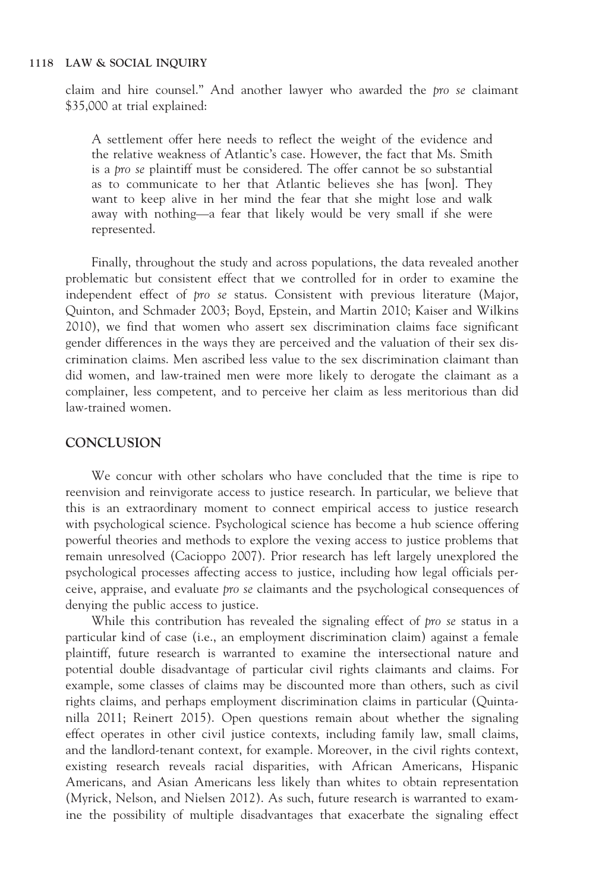claim and hire counsel." And another lawyer who awarded the *pro se* claimant $35,000 at trial explained:

> A settlement offer here needs to reflect the weight of the evidence and the relative weakness of Atlantic's case. However, the fact that Ms. Smith is a *pro se* plaintiff must be considered. The offer cannot be so substantial as to communicate to her that Atlantic believes she has [won]. They want to keep alive in her mind the fear that she might lose and walk away with nothing—a fear that likely would be very small if she were represented.

Finally, throughout the study and across populations, the data revealed another problematic but consistent effect that we controlled for in order to examine the independent effect of *pro se* status. Consistent with previous literature (Major, Quinton, and Schmader 2003; Boyd, Epstein, and Martin 2010; Kaiser and Wilkins 2010), we find that women who assert sex discrimination claims face significant gender differences in the ways they are perceived and the valuation of their sex discrimination claims. Men ascribed less value to the sex discrimination claimant than did women, and law-trained men were more likely to derogate the claimant as a complainer, less competent, and to perceive her claim as less meritorious than did law-trained women.

## CONCLUSION

We concur with other scholars who have concluded that the time is ripe to reenvision and reinvigorate access to justice research. In particular, we believe that this is an extraordinary moment to connect empirical access to justice research with psychological science. Psychological science has become a hub science offering powerful theories and methods to explore the vexing access to justice problems that remain unresolved (Cacioppo 2007). Prior research has left largely unexplored the psychological processes affecting access to justice, including how legal officials perceive, appraise, and evaluate *pro se* claimants and the psychological consequences of denying the public access to justice.

While this contribution has revealed the signaling effect of *pro se* status in a particular kind of case (i.e., an employment discrimination claim) against a female plaintiff, future research is warranted to examine the intersectional nature and potential double disadvantage of particular civil rights claimants and claims. For example, some classes of claims may be discounted more than others, such as civil rights claims, and perhaps employment discrimination claims in particular (Quintanilla 2011; Reinert 2015). Open questions remain about whether the signaling effect operates in other civil justice contexts, including family law, small claims, and the landlord-tenant context, for example. Moreover, in the civil rights context, existing research reveals racial disparities, with African Americans, Hispanic Americans, and Asian Americans less likely than whites to obtain representation (Myrick, Nelson, and Nielsen 2012). As such, future research is warranted to examine the possibility of multiple disadvantages that exacerbate the signaling effect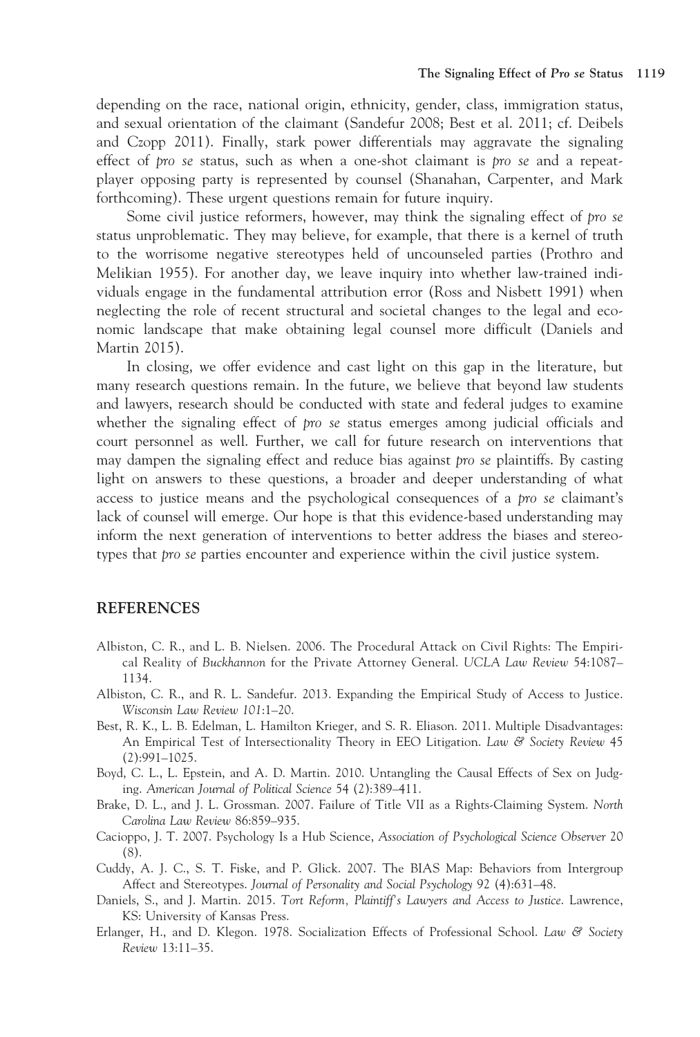depending on the race, national origin, ethnicity, gender, class, immigration status, and sexual orientation of the claimant (Sandefur 2008; Best et al. 2011; cf. Deibels and Czopp 2011). Finally, stark power differentials may aggravate the signaling effect of *pro se* status, such as when a one-shot claimant is *pro se* and a repeat-player opposing party is represented by counsel (Shanahan, Carpenter, and Mark forthcoming). These urgent questions remain for future inquiry.

Some civil justice reformers, however, may think the signaling effect of *pro se* status unproblematic. They may believe, for example, that there is a kernel of truth to the worrisome negative stereotypes held of uncounseled parties (Prothro and Melikian 1955). For another day, we leave inquiry into whether law-trained individuals engage in the fundamental attribution error (Ross and Nisbett 1991) when neglecting the role of recent structural and societal changes to the legal and economic landscape that make obtaining legal counsel more difficult (Daniels and Martin 2015).

In closing, we offer evidence and cast light on this gap in the literature, but many research questions remain. In the future, we believe that beyond law students and lawyers, research should be conducted with state and federal judges to examine whether the signaling effect of *pro se* status emerges among judicial officials and court personnel as well. Further, we call for future research on interventions that may dampen the signaling effect and reduce bias against *pro se* plaintiffs. By casting light on answers to these questions, a broader and deeper understanding of what access to justice means and the psychological consequences of a *pro se* claimant's lack of counsel will emerge. Our hope is that this evidence-based understanding may inform the next generation of interventions to better address the biases and stereotypes that *pro se* parties encounter and experience within the civil justice system.

## REFERENCES

Albiston, C. R., and L. B. Nielsen. 2006. The Procedural Attack on Civil Rights: The Empirical Reality of *Buckhannon* for the Private Attorney General. *UCLA Law Review* 54:1087–1134.

Albiston, C. R., and R. L. Sandefur. 2013. Expanding the Empirical Study of Access to Justice. *Wisconsin Law Review 101*:1–20.

Best, R. K., L. B. Edelman, L. Hamilton Krieger, and S. R. Eliason. 2011. Multiple Disadvantages: An Empirical Test of Intersectionality Theory in EEO Litigation. *Law & Society Review* 45 (2):991–1025.

Boyd, C. L., L. Epstein, and A. D. Martin. 2010. Untangling the Causal Effects of Sex on Judging. *American Journal of Political Science* 54 (2):389–411.

Brake, D. L., and J. L. Grossman. 2007. Failure of Title VII as a Rights-Claiming System. *North Carolina Law Review* 86:859–935.

Cacioppo, J. T. 2007. Psychology Is a Hub Science, *Association of Psychological Science Observer* 20 (8).

Cuddy, A. J. C., S. T. Fiske, and P. Glick. 2007. The BIAS Map: Behaviors from Intergroup Affect and Stereotypes. *Journal of Personality and Social Psychology* 92 (4):631–48.

Daniels, S., and J. Martin. 2015. *Tort Reform, Plaintiff's Lawyers and Access to Justice*. Lawrence, KS: University of Kansas Press.

Erlanger, H., and D. Klegon. 1978. Socialization Effects of Professional School. *Law & Society Review* 13:11–35.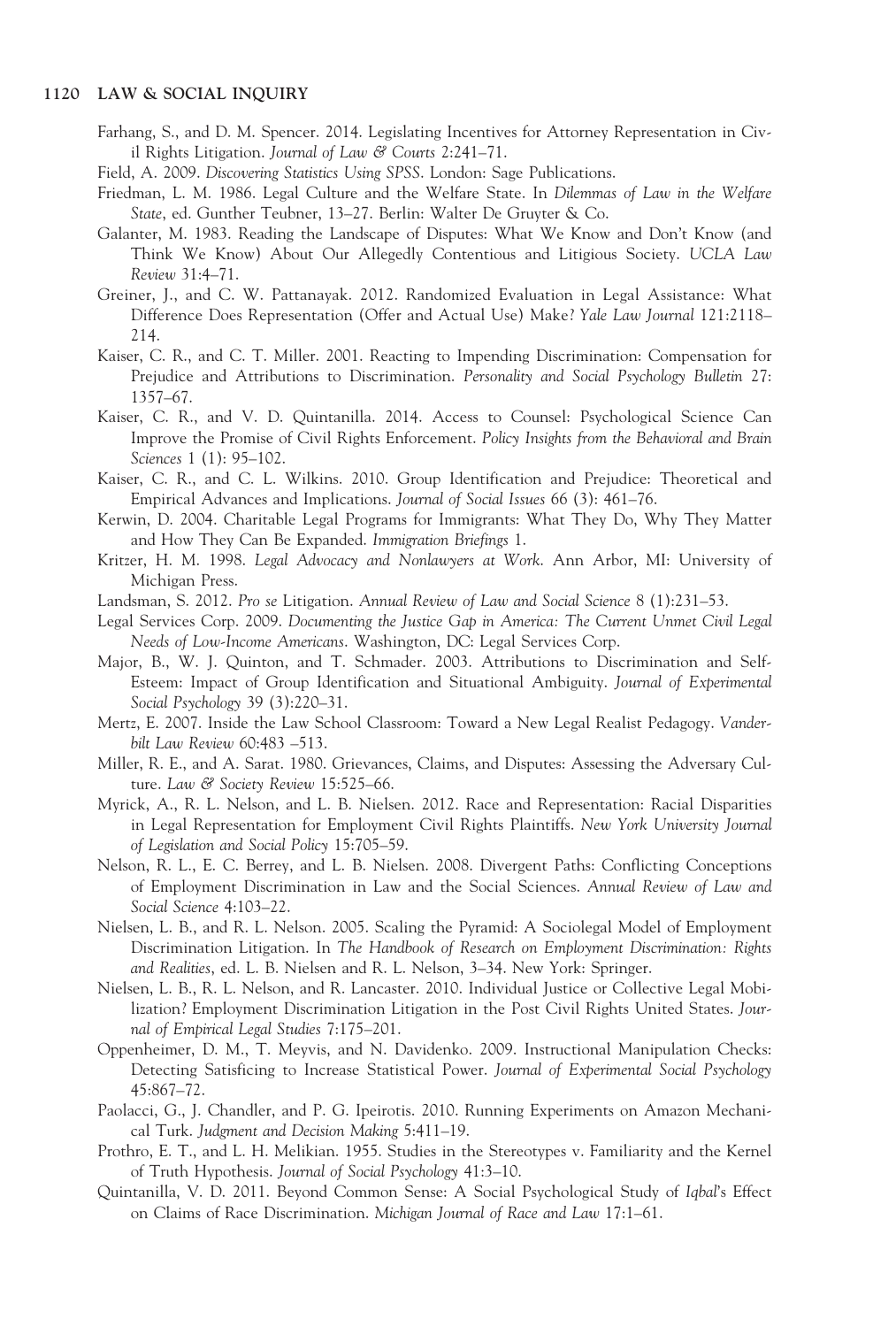Farhang, S., and D. M. Spencer. 2014. Legislating Incentives for Attorney Representation in Civil Rights Litigation. *Journal of Law & Courts* 2:241–71.

Field, A. 2009. *Discovering Statistics Using SPSS*. London: Sage Publications.

Friedman, L. M. 1986. Legal Culture and the Welfare State. In *Dilemmas of Law in the Welfare State*, ed. Gunther Teubner, 13–27. Berlin: Walter De Gruyter & Co.

Galanter, M. 1983. Reading the Landscape of Disputes: What We Know and Don't Know (and Think We Know) About Our Allegedly Contentious and Litigious Society. *UCLA Law Review* 31:4–71.

Greiner, J., and C. W. Pattanayak. 2012. Randomized Evaluation in Legal Assistance: What Difference Does Representation (Offer and Actual Use) Make? *Yale Law Journal* 121:2118–214.

Kaiser, C. R., and C. T. Miller. 2001. Reacting to Impending Discrimination: Compensation for Prejudice and Attributions to Discrimination. *Personality and Social Psychology Bulletin* 27: 1357–67.

Kaiser, C. R., and V. D. Quintanilla. 2014. Access to Counsel: Psychological Science Can Improve the Promise of Civil Rights Enforcement. *Policy Insights from the Behavioral and Brain Sciences* 1 (1): 95–102.

Kaiser, C. R., and C. L. Wilkins. 2010. Group Identification and Prejudice: Theoretical and Empirical Advances and Implications. *Journal of Social Issues* 66 (3): 461–76.

Kerwin, D. 2004. Charitable Legal Programs for Immigrants: What They Do, Why They Matter and How They Can Be Expanded. *Immigration Briefings* 1.

Kritzer, H. M. 1998. *Legal Advocacy and Nonlawyers at Work*. Ann Arbor, MI: University of Michigan Press.

Landsman, S. 2012. *Pro se* Litigation. *Annual Review of Law and Social Science* 8 (1):231–53.

Legal Services Corp. 2009. *Documenting the Justice Gap in America: The Current Unmet Civil Legal Needs of Low-Income Americans*. Washington, DC: Legal Services Corp.

Major, B., W. J. Quinton, and T. Schmader. 2003. Attributions to Discrimination and Self-Esteem: Impact of Group Identification and Situational Ambiguity. *Journal of Experimental Social Psychology* 39 (3):220–31.

Mertz, E. 2007. Inside the Law School Classroom: Toward a New Legal Realist Pedagogy. *Vanderbilt Law Review* 60:483 –513.

Miller, R. E., and A. Sarat. 1980. Grievances, Claims, and Disputes: Assessing the Adversary Culture. *Law & Society Review* 15:525–66.

Myrick, A., R. L. Nelson, and L. B. Nielsen. 2012. Race and Representation: Racial Disparities in Legal Representation for Employment Civil Rights Plaintiffs. *New York University Journal of Legislation and Social Policy* 15:705–59.

Nelson, R. L., E. C. Berrey, and L. B. Nielsen. 2008. Divergent Paths: Conflicting Conceptions of Employment Discrimination in Law and the Social Sciences. *Annual Review of Law and Social Science* 4:103–22.

Nielsen, L. B., and R. L. Nelson. 2005. Scaling the Pyramid: A Sociolegal Model of Employment Discrimination Litigation. In *The Handbook of Research on Employment Discrimination: Rights and Realities*, ed. L. B. Nielsen and R. L. Nelson, 3–34. New York: Springer.

Nielsen, L. B., R. L. Nelson, and R. Lancaster. 2010. Individual Justice or Collective Legal Mobilization? Employment Discrimination Litigation in the Post Civil Rights United States. *Journal of Empirical Legal Studies* 7:175–201.

Oppenheimer, D. M., T. Meyvis, and N. Davidenko. 2009. Instructional Manipulation Checks: Detecting Satisficing to Increase Statistical Power. *Journal of Experimental Social Psychology* 45:867–72.

Paolacci, G., J. Chandler, and P. G. Ipeirotis. 2010. Running Experiments on Amazon Mechanical Turk. *Judgment and Decision Making* 5:411–19.

Prothro, E. T., and L. H. Melikian. 1955. Studies in the Stereotypes v. Familiarity and the Kernel of Truth Hypothesis. *Journal of Social Psychology* 41:3–10.

Quintanilla, V. D. 2011. Beyond Common Sense: A Social Psychological Study of *Iqbal*'s Effect on Claims of Race Discrimination. *Michigan Journal of Race and Law* 17:1–61.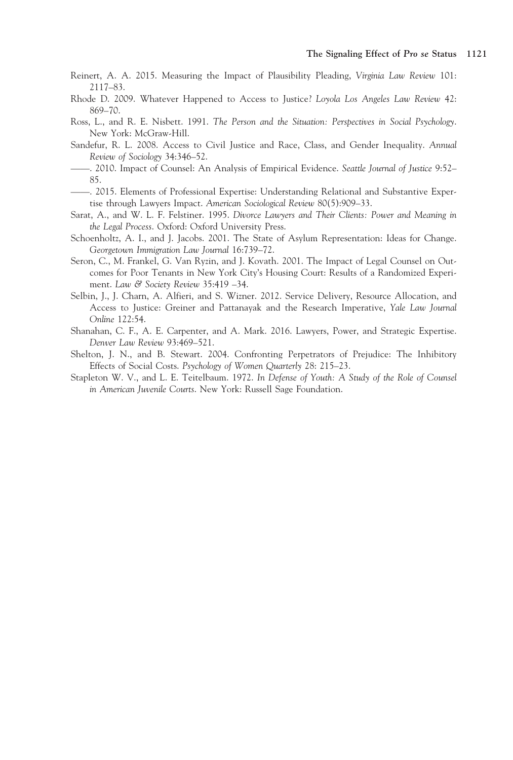Reinert, A. A. 2015. Measuring the Impact of Plausibility Pleading, *Virginia Law Review* 101: 2117–83.

Rhode D. 2009. Whatever Happened to Access to Justice? *Loyola Los Angeles Law Review* 42: 869–70.

Ross, L., and R. E. Nisbett. 1991. *The Person and the Situation: Perspectives in Social Psychology*. New York: McGraw-Hill.

Sandefur, R. L. 2008. Access to Civil Justice and Race, Class, and Gender Inequality. *Annual Review of Sociology* 34:346–52.

——. 2010. Impact of Counsel: An Analysis of Empirical Evidence. *Seattle Journal of Justice* 9:52–85.

——. 2015. Elements of Professional Expertise: Understanding Relational and Substantive Expertise through Lawyers Impact. *American Sociological Review* 80(5):909–33.

Sarat, A., and W. L. F. Felstiner. 1995. *Divorce Lawyers and Their Clients: Power and Meaning in the Legal Process*. Oxford: Oxford University Press.

Schoenholtz, A. I., and J. Jacobs. 2001. The State of Asylum Representation: Ideas for Change. *Georgetown Immigration Law Journal* 16:739–72.

Seron, C., M. Frankel, G. Van Ryzin, and J. Kovath. 2001. The Impact of Legal Counsel on Outcomes for Poor Tenants in New York City's Housing Court: Results of a Randomized Experiment. *Law & Society Review* 35:419 –34.

Selbin, J., J. Charn, A. Alfieri, and S. Wizner. 2012. Service Delivery, Resource Allocation, and Access to Justice: Greiner and Pattanayak and the Research Imperative, *Yale Law Journal Online* 122:54.

Shanahan, C. F., A. E. Carpenter, and A. Mark. 2016. Lawyers, Power, and Strategic Expertise. *Denver Law Review* 93:469–521.

Shelton, J. N., and B. Stewart. 2004. Confronting Perpetrators of Prejudice: The Inhibitory Effects of Social Costs. *Psychology of Women Quarterly* 28: 215–23.

Stapleton W. V., and L. E. Teitelbaum. 1972. *In Defense of Youth: A Study of the Role of Counsel in American Juvenile Courts*. New York: Russell Sage Foundation.